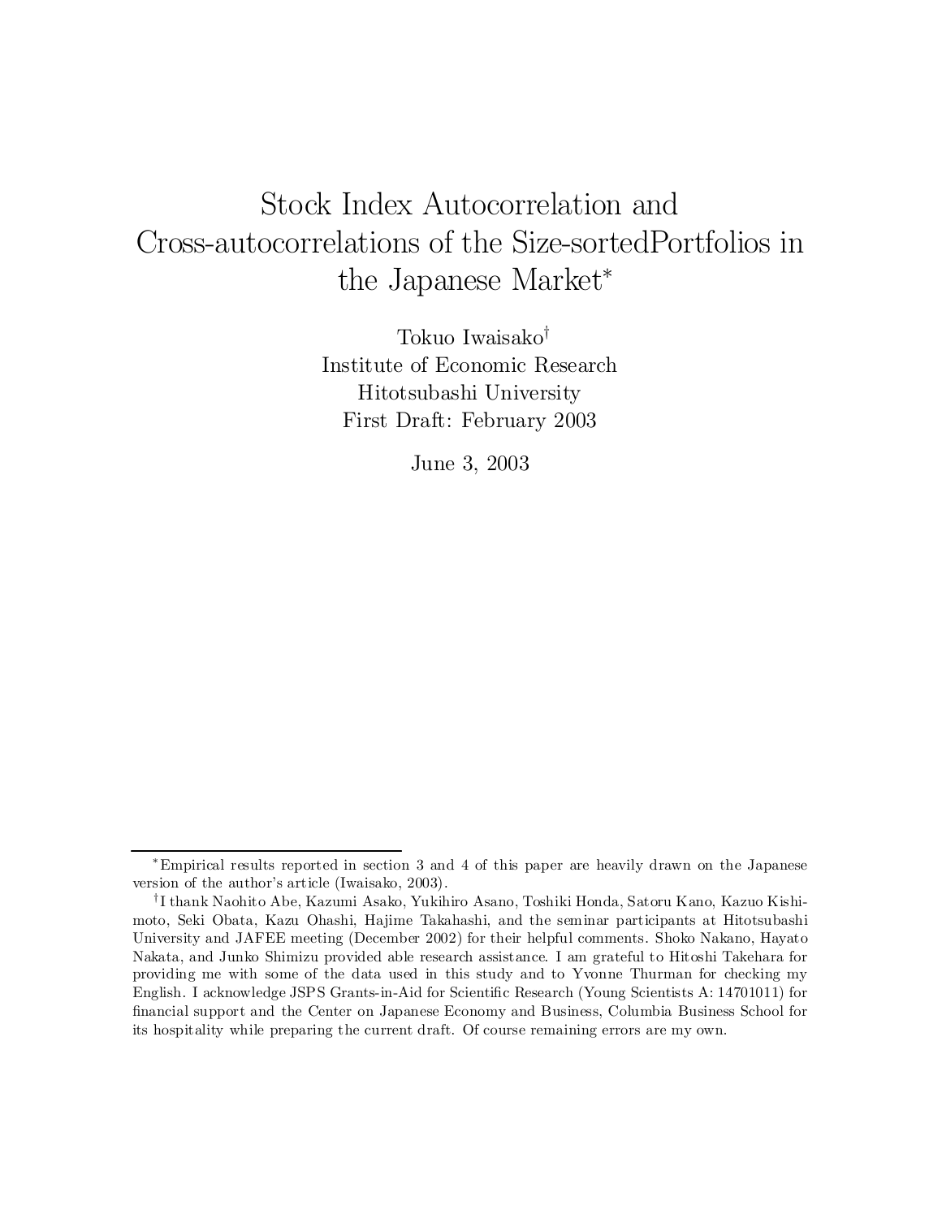# Stock Index Autocorrelation and Cross-autocorrelations of the Size-sortedPortfolios in the Japanese Market*

Tokuo Iwaisako†
Institute of Economic Research
Hitotsubashi University
First Draft: February 2003

June 3, 2003

---

*Empirical results reported in section 3 and 4 of this paper are heavily drawn on the Japanese version of the author's article (Iwaisako, 2003).

†I thank Naohito Abe, Kazumi Asako, Yukihiro Asano, Toshiki Honda, Satoru Kano, Kazuo Kishimoto, Seki Obata, Kazu Ohashi, Hajime Takahashi, and the seminar participants at Hitotsubashi University and JAFEE meeting (December 2002) for their helpful comments. Shoko Nakano, Hayato Nakata, and Junko Shimizu provided able research assistance. I am grateful to Hitoshi Takehara for providing me with some of the data used in this study and to Yvonne Thurman for checking my English. I acknowledge JSPS Grants-in-Aid for Scientific Research (Young Scientists A: 14701011) for financial support and the Center on Japanese Economy and Business, Columbia Business School for its hospitality while preparing the current draft. Of course remaining errors are my own.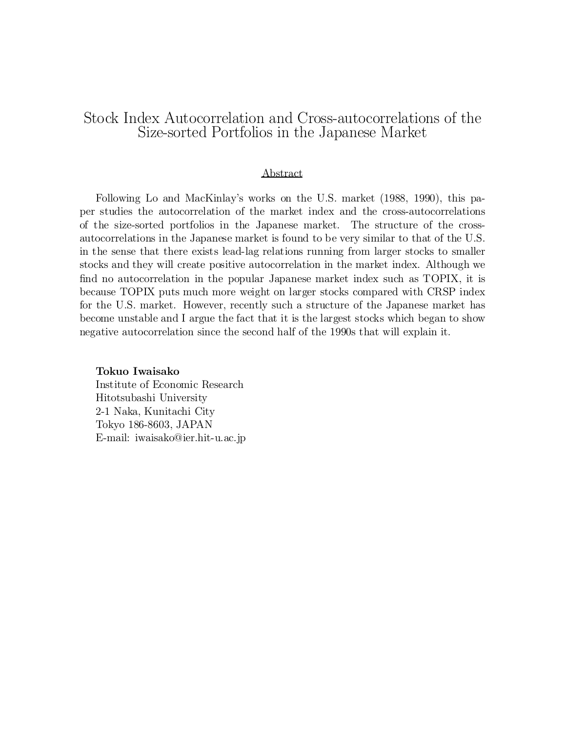# Stock Index Autocorrelation and Cross-autocorrelations of the Size-sorted Portfolios in the Japanese Market

## Abstract

Following Lo and MacKinlay's works on the U.S. market (1988, 1990), this paper studies the autocorrelation of the market index and the cross-autocorrelations of the size-sorted portfolios in the Japanese market. The structure of the cross-autocorrelations in the Japanese market is found to be very similar to that of the U.S. in the sense that there exists lead-lag relations running from larger stocks to smaller stocks and they will create positive autocorrelation in the market index. Although we find no autocorrelation in the popular Japanese market index such as TOPIX, it is because TOPIX puts much more weight on larger stocks compared with CRSP index for the U.S. market. However, recently such a structure of the Japanese market has become unstable and I argue the fact that it is the largest stocks which began to show negative autocorrelation since the second half of the 1990s that will explain it.

**Tokuo Iwaisako**
Institute of Economic Research
Hitotsubashi University
2-1 Naka, Kunitachi City
Tokyo 186-8603, JAPAN
E-mail: iwaisako@ier.hit-u.ac.jp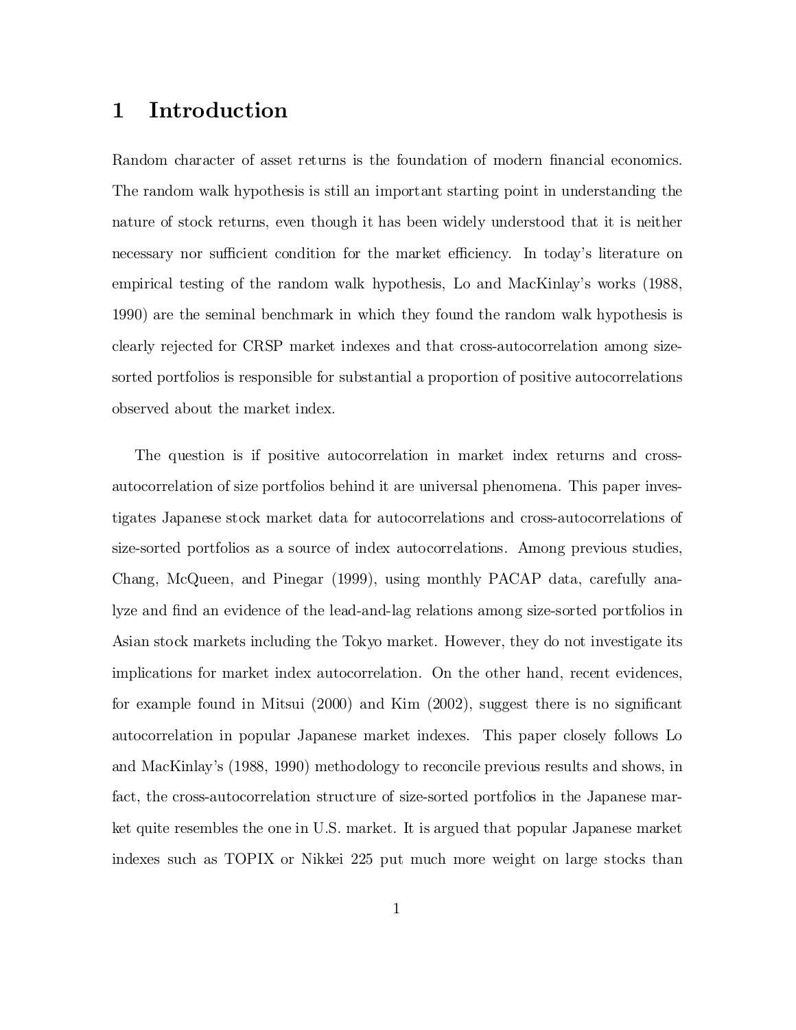# 1 Introduction

Random character of asset returns is the foundation of modern financial economics. The random walk hypothesis is still an important starting point in understanding the nature of stock returns, even though it has been widely understood that it is neither necessary nor sufficient condition for the market efficiency. In today's literature on empirical testing of the random walk hypothesis, Lo and MacKinlay's works (1988, 1990) are the seminal benchmark in which they found the random walk hypothesis is clearly rejected for CRSP market indexes and that cross-autocorrelation among size-sorted portfolios is responsible for substantial a proportion of positive autocorrelations observed about the market index.

The question is if positive autocorrelation in market index returns and cross-autocorrelation of size portfolios behind it are universal phenomena. This paper investigates Japanese stock market data for autocorrelations and cross-autocorrelations of size-sorted portfolios as a source of index autocorrelations. Among previous studies, Chang, McQueen, and Pinegar (1999), using monthly PACAP data, carefully analyze and find an evidence of the lead-and-lag relations among size-sorted portfolios in Asian stock markets including the Tokyo market. However, they do not investigate its implications for market index autocorrelation. On the other hand, recent evidences, for example found in Mitsui (2000) and Kim (2002), suggest there is no significant autocorrelation in popular Japanese market indexes. This paper closely follows Lo and MacKinlay's (1988, 1990) methodology to reconcile previous results and shows, in fact, the cross-autocorrelation structure of size-sorted portfolios in the Japanese market quite resembles the one in U.S. market. It is argued that popular Japanese market indexes such as TOPIX or Nikkei 225 put much more weight on large stocks than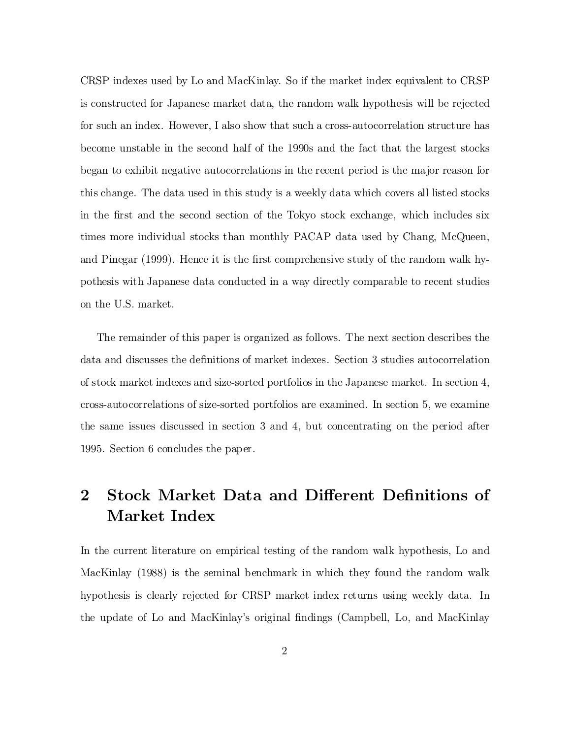CRSP indexes used by Lo and MacKinlay. So if the market index equivalent to CRSP is constructed for Japanese market data, the random walk hypothesis will be rejected for such an index. However, I also show that such a cross-autocorrelation structure has become unstable in the second half of the 1990s and the fact that the largest stocks began to exhibit negative autocorrelations in the recent period is the major reason for this change. The data used in this study is a weekly data which covers all listed stocks in the first and the second section of the Tokyo stock exchange, which includes six times more individual stocks than monthly PACAP data used by Chang, McQueen, and Pinegar (1999). Hence it is the first comprehensive study of the random walk hypothesis with Japanese data conducted in a way directly comparable to recent studies on the U.S. market.

The remainder of this paper is organized as follows. The next section describes the data and discusses the definitions of market indexes. Section 3 studies autocorrelation of stock market indexes and size-sorted portfolios in the Japanese market. In section 4, cross-autocorrelations of size-sorted portfolios are examined. In section 5, we examine the same issues discussed in section 3 and 4, but concentrating on the period after 1995. Section 6 concludes the paper.

## 2 Stock Market Data and Different Definitions of Market Index

In the current literature on empirical testing of the random walk hypothesis, Lo and MacKinlay (1988) is the seminal benchmark in which they found the random walk hypothesis is clearly rejected for CRSP market index returns using weekly data. In the update of Lo and MacKinlay's original findings (Campbell, Lo, and MacKinlay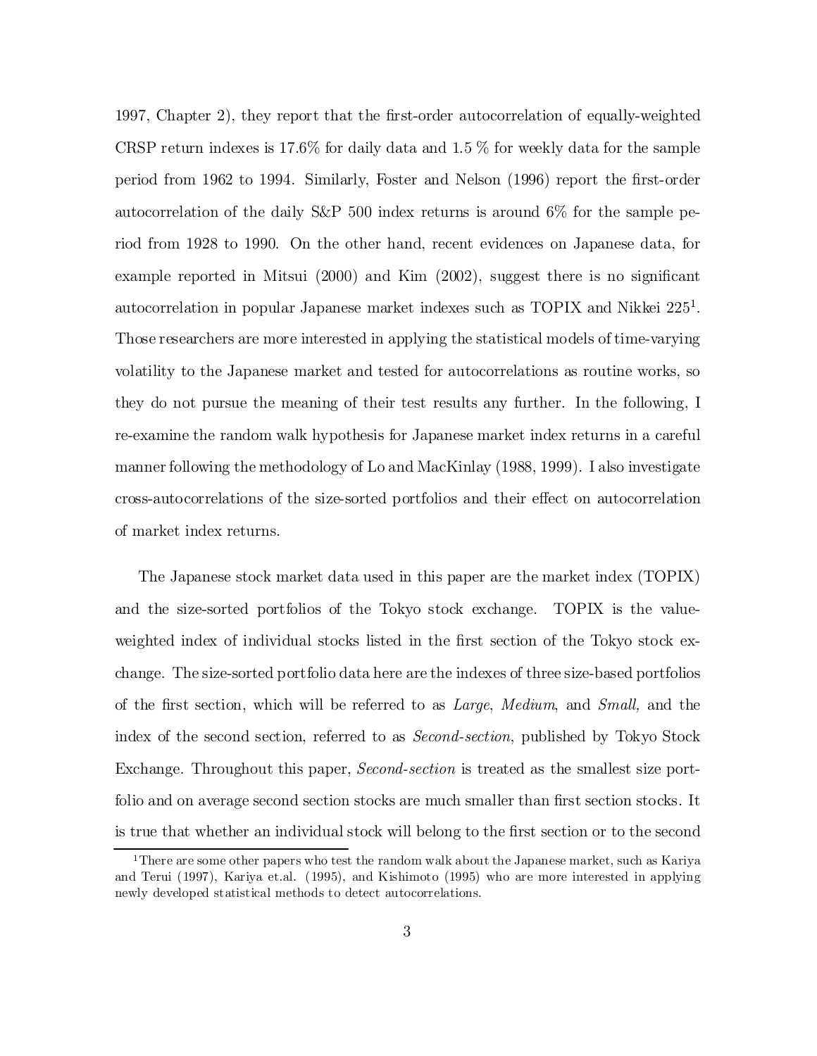1997, Chapter 2), they report that the first-order autocorrelation of equally-weighted CRSP return indexes is 17.6% for daily data and 1.5 % for weekly data for the sample period from 1962 to 1994. Similarly, Foster and Nelson (1996) report the first-order autocorrelation of the daily S&P 500 index returns is around 6% for the sample period from 1928 to 1990. On the other hand, recent evidences on Japanese data, for example reported in Mitsui (2000) and Kim (2002), suggest there is no significant autocorrelation in popular Japanese market indexes such as TOPIX and Nikkei 225[1]. Those researchers are more interested in applying the statistical models of time-varying volatility to the Japanese market and tested for autocorrelations as routine works, so they do not pursue the meaning of their test results any further. In the following, I re-examine the random walk hypothesis for Japanese market index returns in a careful manner following the methodology of Lo and MacKinlay (1988, 1999). I also investigate cross-autocorrelations of the size-sorted portfolios and their effect on autocorrelation of market index returns.

The Japanese stock market data used in this paper are the market index (TOPIX) and the size-sorted portfolios of the Tokyo stock exchange. TOPIX is the value-weighted index of individual stocks listed in the first section of the Tokyo stock exchange. The size-sorted portfolio data here are the indexes of three size-based portfolios of the first section, which will be referred to as *Large*, *Medium*, and *Small,* and the index of the second section, referred to as *Second-section*, published by Tokyo Stock Exchange. Throughout this paper, *Second-section* is treated as the smallest size portfolio and on average second section stocks are much smaller than first section stocks. It is true that whether an individual stock will belong to the first section or to the second

[1] There are some other papers who test the random walk about the Japanese market, such as Kariya and Terui (1997), Kariya et.al. (1995), and Kishimoto (1995) who are more interested in applying newly developed statistical methods to detect autocorrelations.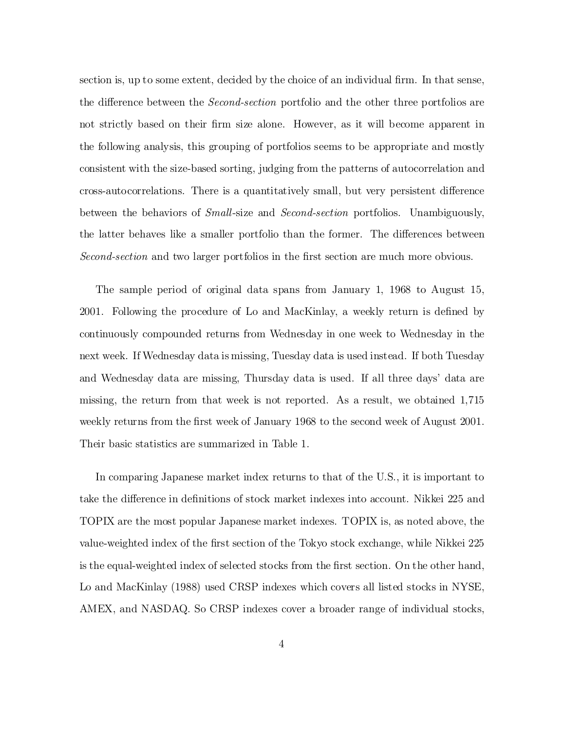section is, up to some extent, decided by the choice of an individual firm. In that sense, the difference between the *Second-section* portfolio and the other three portfolios are not strictly based on their firm size alone. However, as it will become apparent in the following analysis, this grouping of portfolios seems to be appropriate and mostly consistent with the size-based sorting, judging from the patterns of autocorrelation and cross-autocorrelations. There is a quantitatively small, but very persistent difference between the behaviors of *Small*-size and *Second-section* portfolios. Unambiguously, the latter behaves like a smaller portfolio than the former. The differences between *Second-section* and two larger portfolios in the first section are much more obvious.

The sample period of original data spans from January 1, 1968 to August 15, 2001. Following the procedure of Lo and MacKinlay, a weekly return is defined by continuously compounded returns from Wednesday in one week to Wednesday in the next week. If Wednesday data is missing, Tuesday data is used instead. If both Tuesday and Wednesday data are missing, Thursday data is used. If all three days' data are missing, the return from that week is not reported. As a result, we obtained 1,715 weekly returns from the first week of January 1968 to the second week of August 2001. Their basic statistics are summarized in Table 1.

In comparing Japanese market index returns to that of the U.S., it is important to take the difference in definitions of stock market indexes into account. Nikkei 225 and TOPIX are the most popular Japanese market indexes. TOPIX is, as noted above, the value-weighted index of the first section of the Tokyo stock exchange, while Nikkei 225 is the equal-weighted index of selected stocks from the first section. On the other hand, Lo and MacKinlay (1988) used CRSP indexes which covers all listed stocks in NYSE, AMEX, and NASDAQ. So CRSP indexes cover a broader range of individual stocks,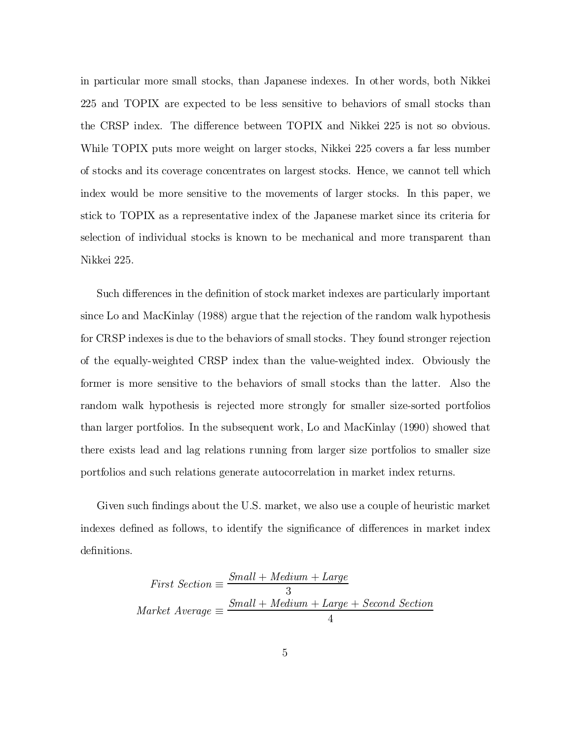in particular more small stocks, than Japanese indexes. In other words, both Nikkei 225 and TOPIX are expected to be less sensitive to behaviors of small stocks than the CRSP index. The difference between TOPIX and Nikkei 225 is not so obvious. While TOPIX puts more weight on larger stocks, Nikkei 225 covers a far less number of stocks and its coverage concentrates on largest stocks. Hence, we cannot tell which index would be more sensitive to the movements of larger stocks. In this paper, we stick to TOPIX as a representative index of the Japanese market since its criteria for selection of individual stocks is known to be mechanical and more transparent than Nikkei 225.

Such differences in the definition of stock market indexes are particularly important since Lo and MacKinlay (1988) argue that the rejection of the random walk hypothesis for CRSP indexes is due to the behaviors of small stocks. They found stronger rejection of the equally-weighted CRSP index than the value-weighted index. Obviously the former is more sensitive to the behaviors of small stocks than the latter. Also the random walk hypothesis is rejected more strongly for smaller size-sorted portfolios than larger portfolios. In the subsequent work, Lo and MacKinlay (1990) showed that there exists lead and lag relations running from larger size portfolios to smaller size portfolios and such relations generate autocorrelation in market index returns.

Given such findings about the U.S. market, we also use a couple of heuristic market indexes defined as follows, to identify the significance of differences in market index definitions.

$$
\begin{aligned}
\textit{First Section} &\equiv \frac{\textit{Small} + \textit{Medium} + \textit{Large}}{3} \\
\textit{Market Average} &\equiv \frac{\textit{Small} + \textit{Medium} + \textit{Large} + \textit{Second Section}}{4}
\end{aligned}
$$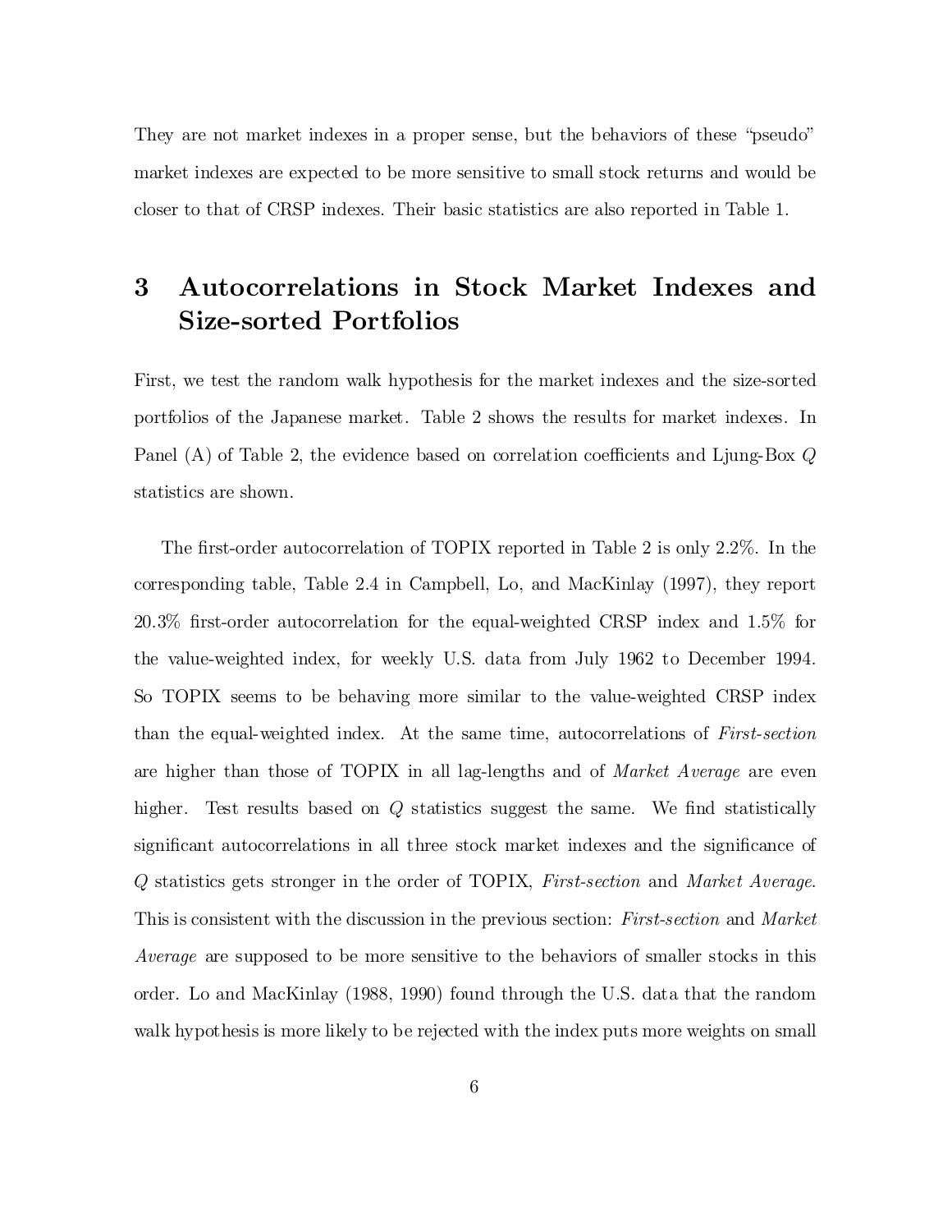They are not market indexes in a proper sense, but the behaviors of these "pseudo" market indexes are expected to be more sensitive to small stock returns and would be closer to that of CRSP indexes. Their basic statistics are also reported in Table 1.

# 3 Autocorrelations in Stock Market Indexes and Size-sorted Portfolios

First, we test the random walk hypothesis for the market indexes and the size-sorted portfolios of the Japanese market. Table 2 shows the results for market indexes. In Panel (A) of Table 2, the evidence based on correlation coefficients and Ljung-Box $Q$ statistics are shown.

The first-order autocorrelation of TOPIX reported in Table 2 is only 2.2%. In the corresponding table, Table 2.4 in Campbell, Lo, and MacKinlay (1997), they report 20.3% first-order autocorrelation for the equal-weighted CRSP index and 1.5% for the value-weighted index, for weekly U.S. data from July 1962 to December 1994. So TOPIX seems to be behaving more similar to the value-weighted CRSP index than the equal-weighted index. At the same time, autocorrelations of *First-section* are higher than those of TOPIX in all lag-lengths and of *Market Average* are even higher. Test results based on $Q$ statistics suggest the same. We find statistically significant autocorrelations in all three stock market indexes and the significance of $Q$ statistics gets stronger in the order of TOPIX, *First-section* and *Market Average*. This is consistent with the discussion in the previous section: *First-section* and *Market Average* are supposed to be more sensitive to the behaviors of smaller stocks in this order. Lo and MacKinlay (1988, 1990) found through the U.S. data that the random walk hypothesis is more likely to be rejected with the index puts more weights on small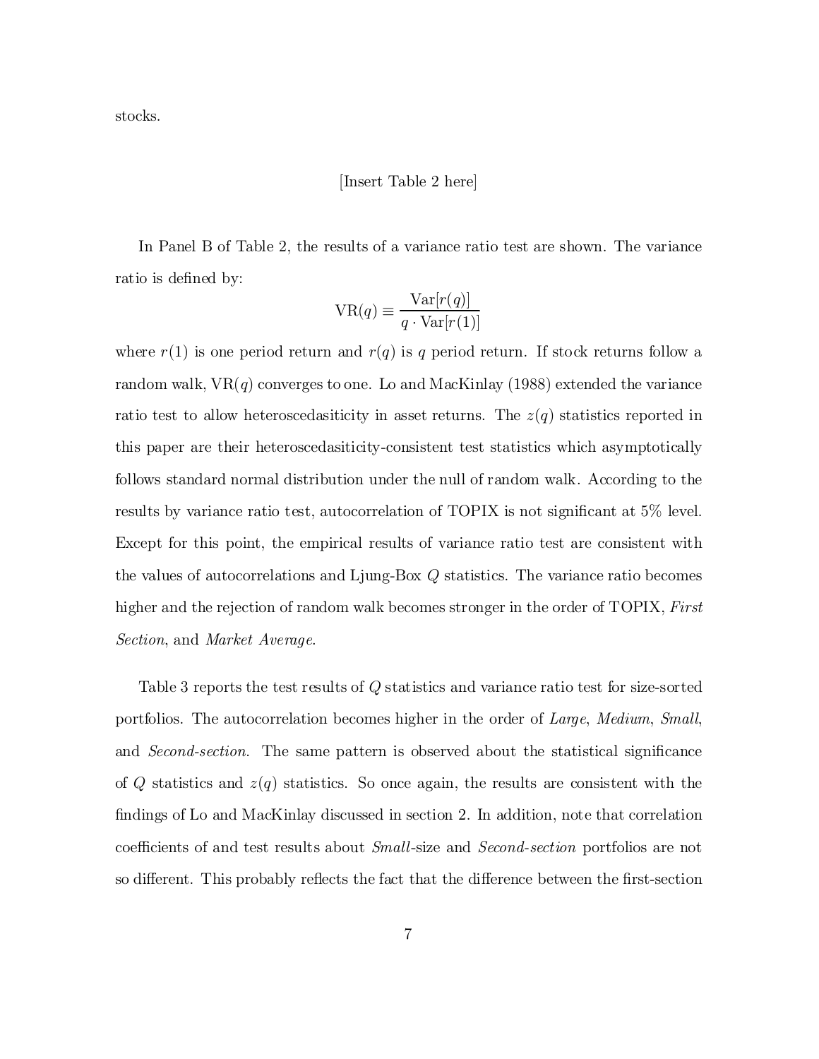stocks.

[Insert Table 2 here]

In Panel B of Table 2, the results of a variance ratio test are shown. The variance ratio is defined by:

$$\mathrm{VR}(q) \equiv \frac{\mathrm{Var}[r(q)]}{q \cdot \mathrm{Var}[r(1)]}$$

where $r(1)$ is one period return and $r(q)$ is $q$ period return. If stock returns follow a random walk, $\mathrm{VR}(q)$ converges to one. Lo and MacKinlay (1988) extended the variance ratio test to allow heteroscedasiticity in asset returns. The $z(q)$ statistics reported in this paper are their heteroscedasiticity-consistent test statistics which asymptotically follows standard normal distribution under the null of random walk. According to the results by variance ratio test, autocorrelation of TOPIX is not significant at 5% level. Except for this point, the empirical results of variance ratio test are consistent with the values of autocorrelations and Ljung-Box $Q$ statistics. The variance ratio becomes higher and the rejection of random walk becomes stronger in the order of TOPIX, *First Section*, and *Market Average*.

Table 3 reports the test results of $Q$ statistics and variance ratio test for size-sorted portfolios. The autocorrelation becomes higher in the order of *Large*, *Medium*, *Small*, and *Second-section*. The same pattern is observed about the statistical significance of $Q$ statistics and $z(q)$ statistics. So once again, the results are consistent with the findings of Lo and MacKinlay discussed in section 2. In addition, note that correlation coefficients of and test results about *Small*-size and *Second-section* portfolios are not so different. This probably reflects the fact that the difference between the first-section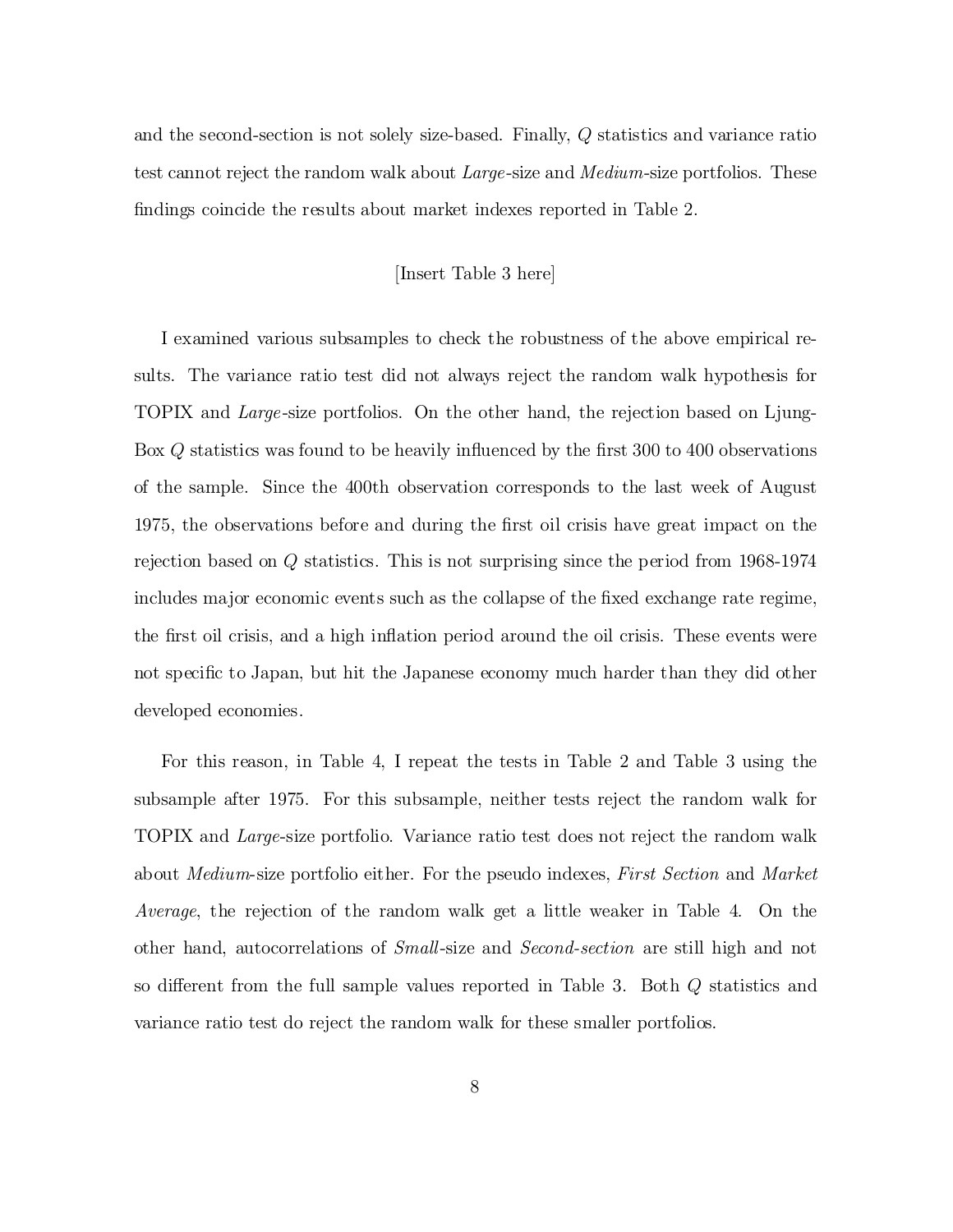and the second-section is not solely size-based. Finally, $Q$ statistics and variance ratio test cannot reject the random walk about *Large*-size and *Medium*-size portfolios. These findings coincide the results about market indexes reported in Table 2.

[Insert Table 3 here]

I examined various subsamples to check the robustness of the above empirical results. The variance ratio test did not always reject the random walk hypothesis for TOPIX and *Large*-size portfolios. On the other hand, the rejection based on Ljung-Box $Q$ statistics was found to be heavily influenced by the first 300 to 400 observations of the sample. Since the 400th observation corresponds to the last week of August 1975, the observations before and during the first oil crisis have great impact on the rejection based on $Q$ statistics. This is not surprising since the period from 1968-1974 includes major economic events such as the collapse of the fixed exchange rate regime, the first oil crisis, and a high inflation period around the oil crisis. These events were not specific to Japan, but hit the Japanese economy much harder than they did other developed economies.

For this reason, in Table 4, I repeat the tests in Table 2 and Table 3 using the subsample after 1975. For this subsample, neither tests reject the random walk for TOPIX and *Large*-size portfolio. Variance ratio test does not reject the random walk about *Medium*-size portfolio either. For the pseudo indexes, *First Section* and *Market Average*, the rejection of the random walk get a little weaker in Table 4. On the other hand, autocorrelations of *Small*-size and *Second-section* are still high and not so different from the full sample values reported in Table 3. Both $Q$ statistics and variance ratio test do reject the random walk for these smaller portfolios.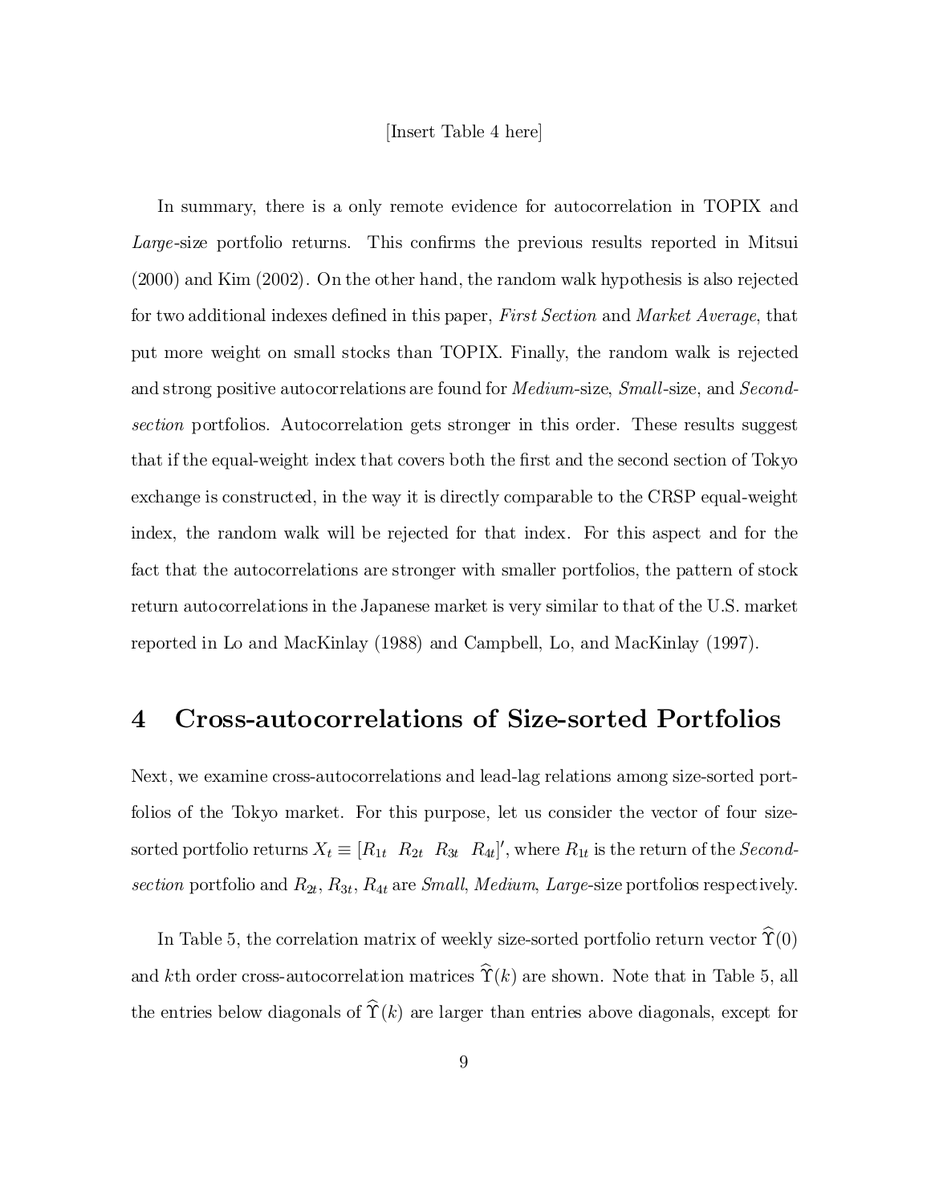[Insert Table 4 here]

In summary, there is a only remote evidence for autocorrelation in TOPIX and *Large*-size portfolio returns. This confirms the previous results reported in Mitsui (2000) and Kim (2002). On the other hand, the random walk hypothesis is also rejected for two additional indexes defined in this paper, *First Section* and *Market Average*, that put more weight on small stocks than TOPIX. Finally, the random walk is rejected and strong positive autocorrelations are found for *Medium*-size, *Small*-size, and *Second-section* portfolios. Autocorrelation gets stronger in this order. These results suggest that if the equal-weight index that covers both the first and the second section of Tokyo exchange is constructed, in the way it is directly comparable to the CRSP equal-weight index, the random walk will be rejected for that index. For this aspect and for the fact that the autocorrelations are stronger with smaller portfolios, the pattern of stock return autocorrelations in the Japanese market is very similar to that of the U.S. market reported in Lo and MacKinlay (1988) and Campbell, Lo, and MacKinlay (1997).

# 4 Cross-autocorrelations of Size-sorted Portfolios

Next, we examine cross-autocorrelations and lead-lag relations among size-sorted portfolios of the Tokyo market. For this purpose, let us consider the vector of four size-sorted portfolio returns $X_t \equiv [R_{1t} \;\; R_{2t} \;\; R_{3t} \;\; R_{4t}]'$, where $R_{1t}$ is the return of the *Second-section* portfolio and $R_{2t}$, $R_{3t}$, $R_{4t}$ are *Small*, *Medium*, *Large*-size portfolios respectively.

In Table 5, the correlation matrix of weekly size-sorted portfolio return vector $\widehat{\Upsilon}(0)$ and $k$th order cross-autocorrelation matrices $\widehat{\Upsilon}(k)$ are shown. Note that in Table 5, all the entries below diagonals of $\widehat{\Upsilon}(k)$ are larger than entries above diagonals, except for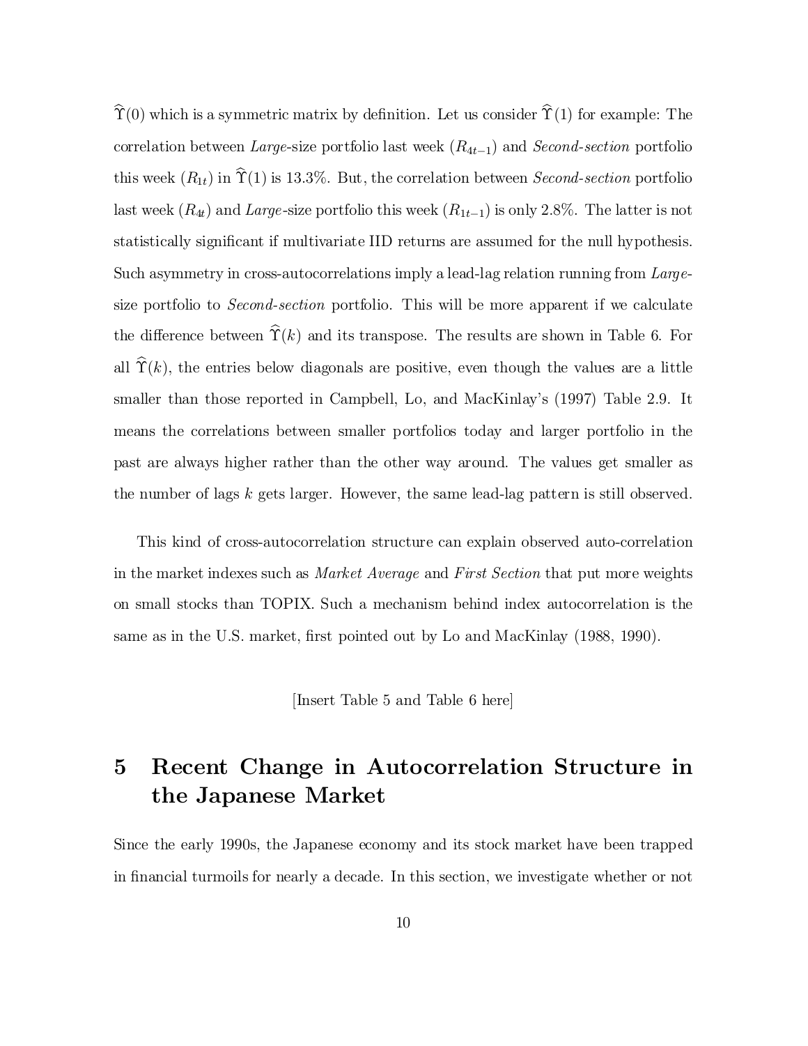$\widehat{\Upsilon}(0)$ which is a symmetric matrix by definition. Let us consider $\widehat{\Upsilon}(1)$ for example: The correlation between *Large*-size portfolio last week ($R_{4t-1}$) and *Second-section* portfolio this week ($R_{1t}$) in $\widehat{\Upsilon}(1)$ is 13.3%. But, the correlation between *Second-section* portfolio last week ($R_{4t}$) and *Large*-size portfolio this week ($R_{1t-1}$) is only 2.8%. The latter is not statistically significant if multivariate IID returns are assumed for the null hypothesis. Such asymmetry in cross-autocorrelations imply a lead-lag relation running from *Large*-size portfolio to *Second-section* portfolio. This will be more apparent if we calculate the difference between $\widehat{\Upsilon}(k)$ and its transpose. The results are shown in Table 6. For all $\widehat{\Upsilon}(k)$, the entries below diagonals are positive, even though the values are a little smaller than those reported in Campbell, Lo, and MacKinlay's (1997) Table 2.9. It means the correlations between smaller portfolios today and larger portfolio in the past are always higher rather than the other way around. The values get smaller as the number of lags $k$ gets larger. However, the same lead-lag pattern is still observed.

This kind of cross-autocorrelation structure can explain observed auto-correlation in the market indexes such as *Market Average* and *First Section* that put more weights on small stocks than TOPIX. Such a mechanism behind index autocorrelation is the same as in the U.S. market, first pointed out by Lo and MacKinlay (1988, 1990).

[Insert Table 5 and Table 6 here]

# 5 Recent Change in Autocorrelation Structure in the Japanese Market

Since the early 1990s, the Japanese economy and its stock market have been trapped in financial turmoils for nearly a decade. In this section, we investigate whether or not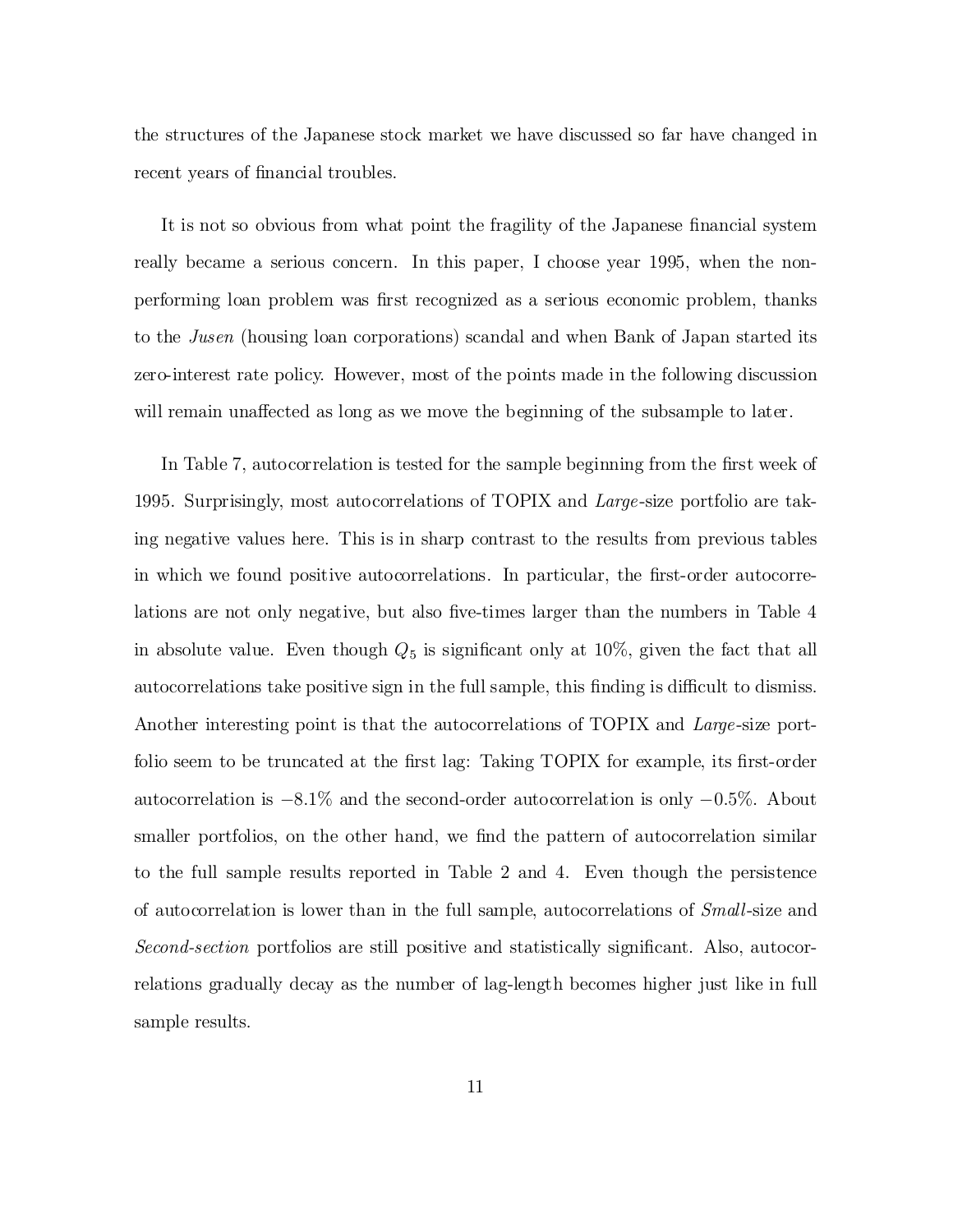the structures of the Japanese stock market we have discussed so far have changed in recent years of financial troubles.

It is not so obvious from what point the fragility of the Japanese financial system really became a serious concern. In this paper, I choose year 1995, when the non-performing loan problem was first recognized as a serious economic problem, thanks to the *Jusen* (housing loan corporations) scandal and when Bank of Japan started its zero-interest rate policy. However, most of the points made in the following discussion will remain unaffected as long as we move the beginning of the subsample to later.

In Table 7, autocorrelation is tested for the sample beginning from the first week of 1995. Surprisingly, most autocorrelations of TOPIX and *Large*-size portfolio are taking negative values here. This is in sharp contrast to the results from previous tables in which we found positive autocorrelations. In particular, the first-order autocorrelations are not only negative, but also five-times larger than the numbers in Table 4 in absolute value. Even though $Q_5$ is significant only at 10%, given the fact that all autocorrelations take positive sign in the full sample, this finding is difficult to dismiss. Another interesting point is that the autocorrelations of TOPIX and *Large*-size portfolio seem to be truncated at the first lag: Taking TOPIX for example, its first-order autocorrelation is $-8.1\%$ and the second-order autocorrelation is only $-0.5\%$. About smaller portfolios, on the other hand, we find the pattern of autocorrelation similar to the full sample results reported in Table 2 and 4. Even though the persistence of autocorrelation is lower than in the full sample, autocorrelations of *Small*-size and *Second-section* portfolios are still positive and statistically significant. Also, autocorrelations gradually decay as the number of lag-length becomes higher just like in full sample results.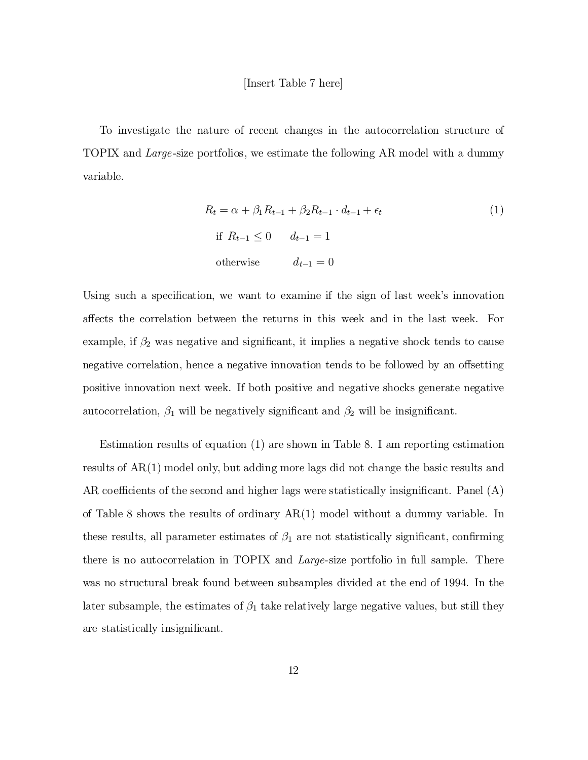[Insert Table 7 here]

To investigate the nature of recent changes in the autocorrelation structure of TOPIX and *Large*-size portfolios, we estimate the following AR model with a dummy variable.

$$
\begin{aligned}
R_t &= \alpha + \beta_1 R_{t-1} + \beta_2 R_{t-1} \cdot d_{t-1} + \epsilon_t \qquad (1) \\
&\text{if } R_{t-1} \leq 0 \qquad d_{t-1} = 1 \\
&\text{otherwise} \qquad d_{t-1} = 0
\end{aligned}
$$

Using such a specification, we want to examine if the sign of last week's innovation affects the correlation between the returns in this week and in the last week. For example, if $\beta_2$ was negative and significant, it implies a negative shock tends to cause negative correlation, hence a negative innovation tends to be followed by an offsetting positive innovation next week. If both positive and negative shocks generate negative autocorrelation, $\beta_1$ will be negatively significant and $\beta_2$ will be insignificant.

Estimation results of equation (1) are shown in Table 8. I am reporting estimation results of AR(1) model only, but adding more lags did not change the basic results and AR coefficients of the second and higher lags were statistically insignificant. Panel (A) of Table 8 shows the results of ordinary AR(1) model without a dummy variable. In these results, all parameter estimates of $\beta_1$ are not statistically significant, confirming there is no autocorrelation in TOPIX and *Large*-size portfolio in full sample. There was no structural break found between subsamples divided at the end of 1994. In the later subsample, the estimates of $\beta_1$ take relatively large negative values, but still they are statistically insignificant.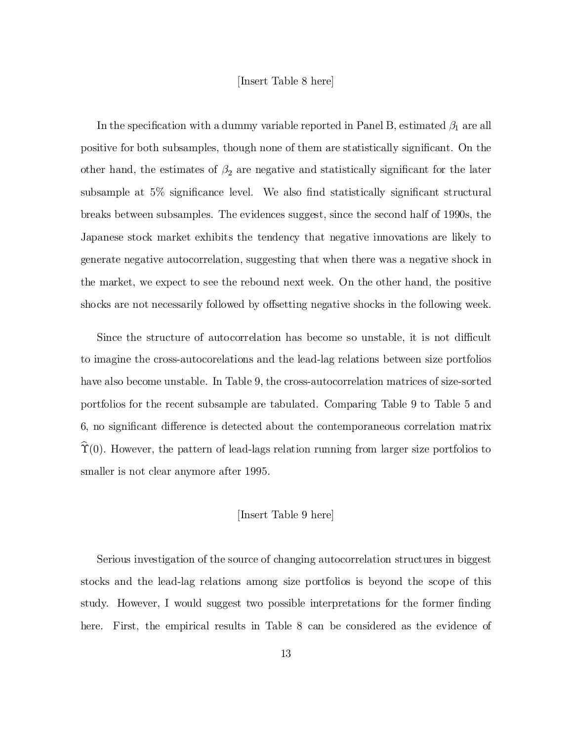[Insert Table 8 here]

In the specification with a dummy variable reported in Panel B, estimated $\beta_1$ are all positive for both subsamples, though none of them are statistically significant. On the other hand, the estimates of $\beta_2$ are negative and statistically significant for the later subsample at 5% significance level. We also find statistically significant structural breaks between subsamples. The evidences suggest, since the second half of 1990s, the Japanese stock market exhibits the tendency that negative innovations are likely to generate negative autocorrelation, suggesting that when there was a negative shock in the market, we expect to see the rebound next week. On the other hand, the positive shocks are not necessarily followed by offsetting negative shocks in the following week.

Since the structure of autocorrelation has become so unstable, it is not difficult to imagine the cross-autocorelations and the lead-lag relations between size portfolios have also become unstable. In Table 9, the cross-autocorrelation matrices of size-sorted portfolios for the recent subsample are tabulated. Comparing Table 9 to Table 5 and 6, no significant difference is detected about the contemporaneous correlation matrix $\widehat{\Upsilon}(0)$. However, the pattern of lead-lags relation running from larger size portfolios to smaller is not clear anymore after 1995.

[Insert Table 9 here]

Serious investigation of the source of changing autocorrelation structures in biggest stocks and the lead-lag relations among size portfolios is beyond the scope of this study. However, I would suggest two possible interpretations for the former finding here. First, the empirical results in Table 8 can be considered as the evidence of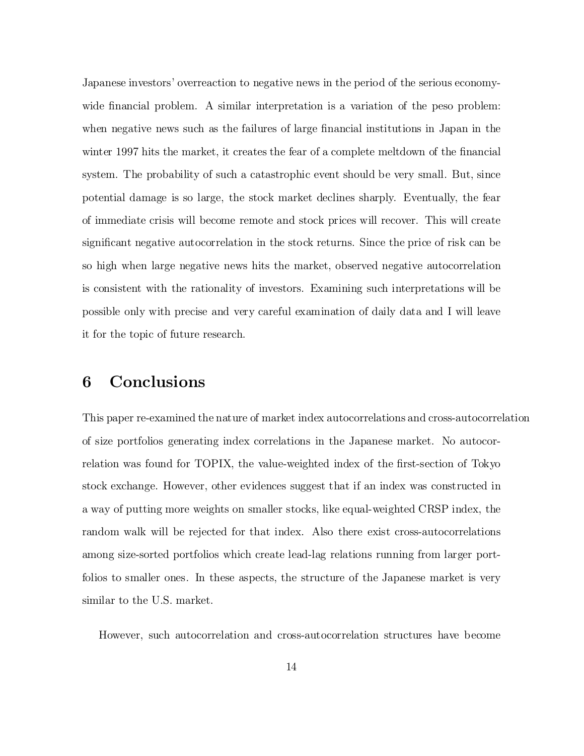Japanese investors' overreaction to negative news in the period of the serious economy-wide financial problem. A similar interpretation is a variation of the peso problem: when negative news such as the failures of large financial institutions in Japan in the winter 1997 hits the market, it creates the fear of a complete meltdown of the financial system. The probability of such a catastrophic event should be very small. But, since potential damage is so large, the stock market declines sharply. Eventually, the fear of immediate crisis will become remote and stock prices will recover. This will create significant negative autocorrelation in the stock returns. Since the price of risk can be so high when large negative news hits the market, observed negative autocorrelation is consistent with the rationality of investors. Examining such interpretations will be possible only with precise and very careful examination of daily data and I will leave it for the topic of future research.

# 6 Conclusions

This paper re-examined the nature of market index autocorrelations and cross-autocorrelation of size portfolios generating index correlations in the Japanese market. No autocorrelation was found for TOPIX, the value-weighted index of the first-section of Tokyo stock exchange. However, other evidences suggest that if an index was constructed in a way of putting more weights on smaller stocks, like equal-weighted CRSP index, the random walk will be rejected for that index. Also there exist cross-autocorrelations among size-sorted portfolios which create lead-lag relations running from larger portfolios to smaller ones. In these aspects, the structure of the Japanese market is very similar to the U.S. market.

However, such autocorrelation and cross-autocorrelation structures have become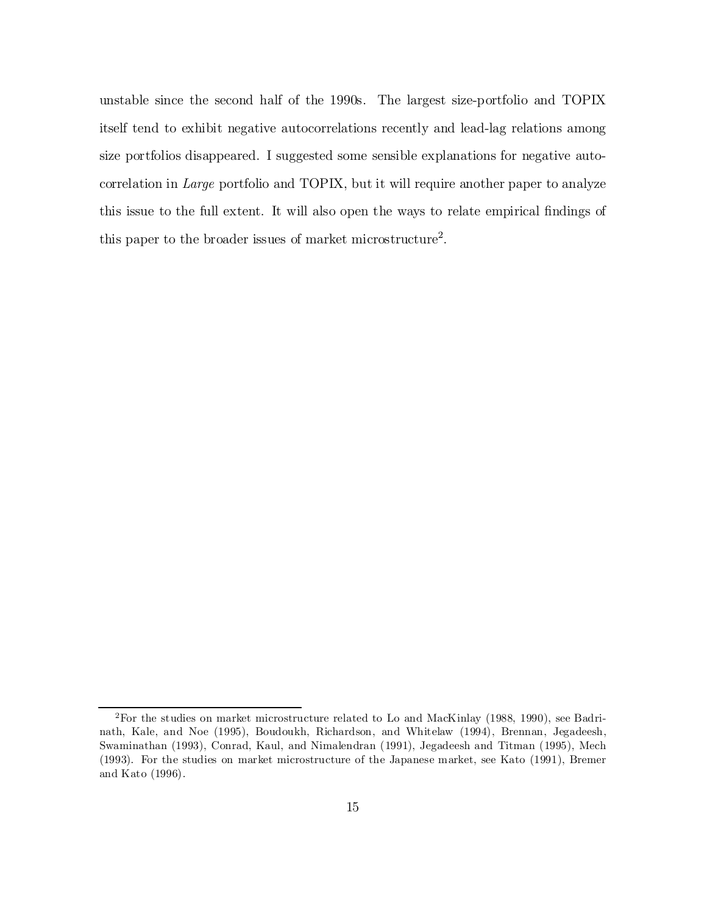unstable since the second half of the 1990s. The largest size-portfolio and TOPIX itself tend to exhibit negative autocorrelations recently and lead-lag relations among size portfolios disappeared. I suggested some sensible explanations for negative autocorrelation in *Large* portfolio and TOPIX, but it will require another paper to analyze this issue to the full extent. It will also open the ways to relate empirical findings of this paper to the broader issues of market microstructure[2].

---

[2] For the studies on market microstructure related to Lo and MacKinlay (1988, 1990), see Badrinath, Kale, and Noe (1995), Boudoukh, Richardson, and Whitelaw (1994), Brennan, Jegadeesh, Swaminathan (1993), Conrad, Kaul, and Nimalendran (1991), Jegadeesh and Titman (1995), Mech (1993). For the studies on market microstructure of the Japanese market, see Kato (1991), Bremer and Kato (1996).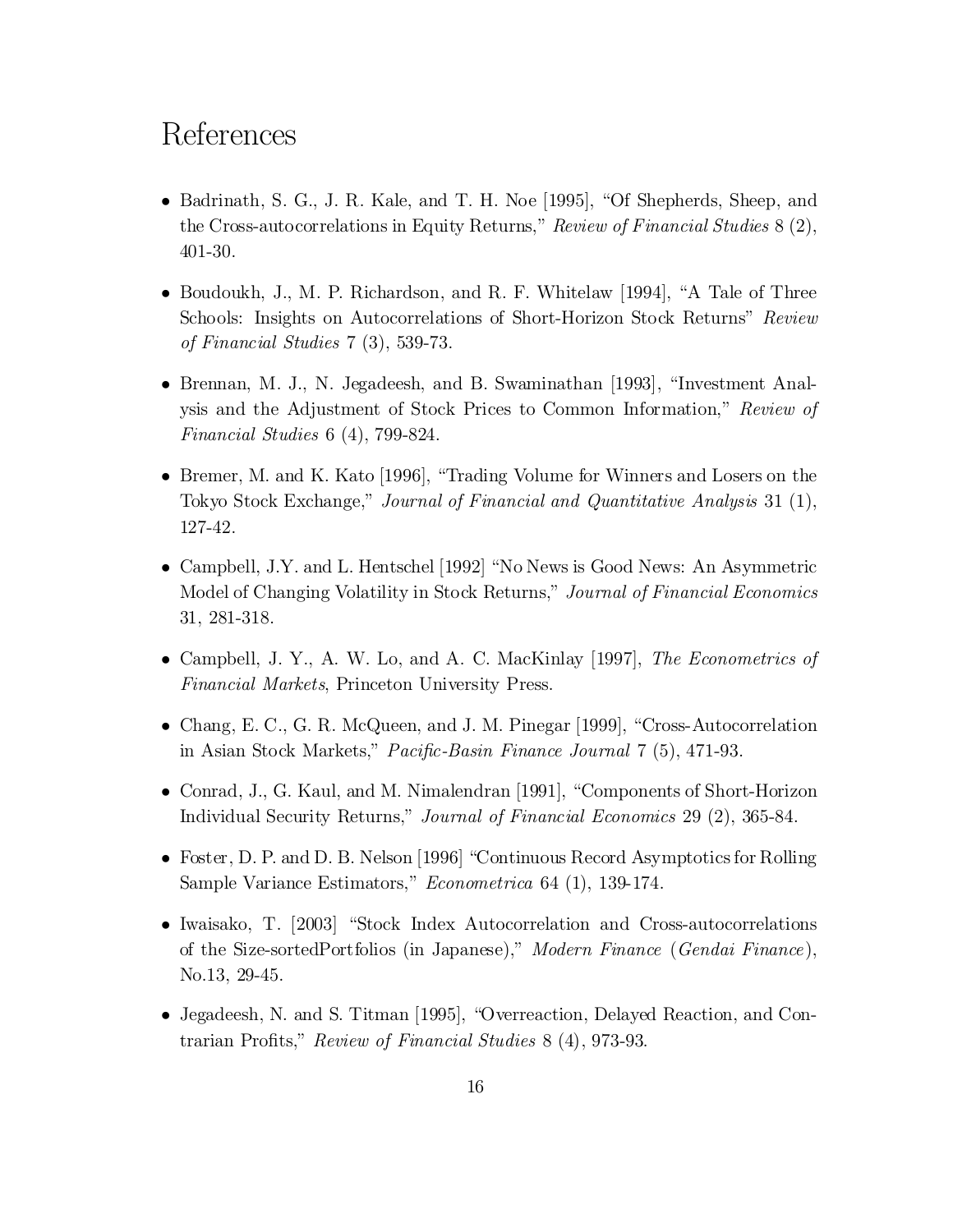# References

- Badrinath, S. G., J. R. Kale, and T. H. Noe [1995], "Of Shepherds, Sheep, and the Cross-autocorrelations in Equity Returns," *Review of Financial Studies* 8 (2), 401-30.

- Boudoukh, J., M. P. Richardson, and R. F. Whitelaw [1994], "A Tale of Three Schools: Insights on Autocorrelations of Short-Horizon Stock Returns" *Review of Financial Studies* 7 (3), 539-73.

- Brennan, M. J., N. Jegadeesh, and B. Swaminathan [1993], "Investment Analysis and the Adjustment of Stock Prices to Common Information," *Review of Financial Studies* 6 (4), 799-824.

- Bremer, M. and K. Kato [1996], "Trading Volume for Winners and Losers on the Tokyo Stock Exchange," *Journal of Financial and Quantitative Analysis* 31 (1), 127-42.

- Campbell, J.Y. and L. Hentschel [1992] "No News is Good News: An Asymmetric Model of Changing Volatility in Stock Returns," *Journal of Financial Economics* 31, 281-318.

- Campbell, J. Y., A. W. Lo, and A. C. MacKinlay [1997], *The Econometrics of Financial Markets*, Princeton University Press.

- Chang, E. C., G. R. McQueen, and J. M. Pinegar [1999], "Cross-Autocorrelation in Asian Stock Markets," *Pacific-Basin Finance Journal* 7 (5), 471-93.

- Conrad, J., G. Kaul, and M. Nimalendran [1991], "Components of Short-Horizon Individual Security Returns," *Journal of Financial Economics* 29 (2), 365-84.

- Foster, D. P. and D. B. Nelson [1996] "Continuous Record Asymptotics for Rolling Sample Variance Estimators," *Econometrica* 64 (1), 139-174.

- Iwaisako, T. [2003] "Stock Index Autocorrelation and Cross-autocorrelations of the Size-sortedPortfolios (in Japanese)," *Modern Finance* (*Gendai Finance*), No.13, 29-45.

- Jegadeesh, N. and S. Titman [1995], "Overreaction, Delayed Reaction, and Contrarian Profits," *Review of Financial Studies* 8 (4), 973-93.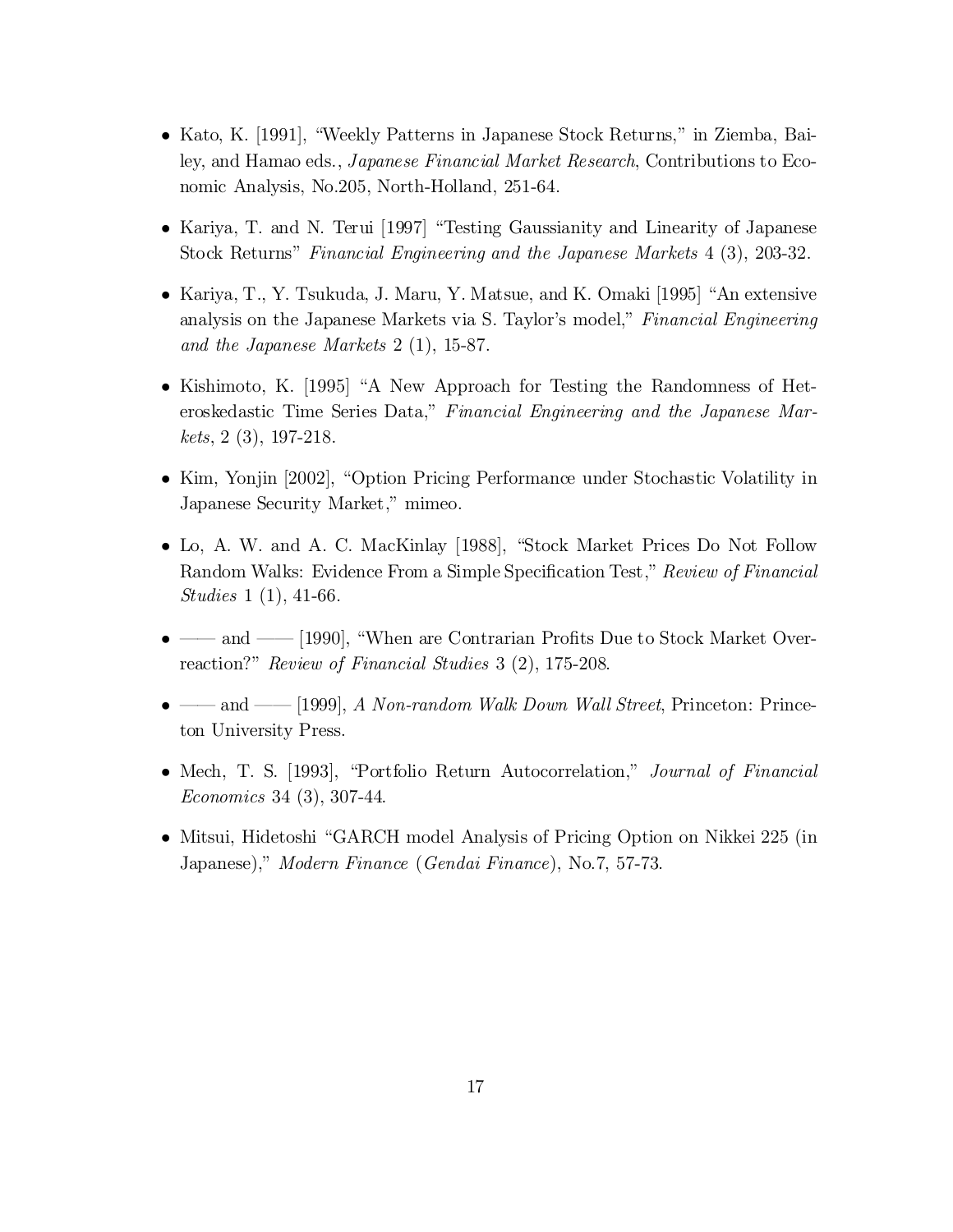- Kato, K. [1991], "Weekly Patterns in Japanese Stock Returns," in Ziemba, Bailey, and Hamao eds., *Japanese Financial Market Research*, Contributions to Economic Analysis, No.205, North-Holland, 251-64.

- Kariya, T. and N. Terui [1997] "Testing Gaussianity and Linearity of Japanese Stock Returns" *Financial Engineering and the Japanese Markets* 4 (3), 203-32.

- Kariya, T., Y. Tsukuda, J. Maru, Y. Matsue, and K. Omaki [1995] "An extensive analysis on the Japanese Markets via S. Taylor's model," *Financial Engineering and the Japanese Markets* 2 (1), 15-87.

- Kishimoto, K. [1995] "A New Approach for Testing the Randomness of Heteroskedastic Time Series Data," *Financial Engineering and the Japanese Markets*, 2 (3), 197-218.

- Kim, Yonjin [2002], "Option Pricing Performance under Stochastic Volatility in Japanese Security Market," mimeo.

- Lo, A. W. and A. C. MacKinlay [1988], "Stock Market Prices Do Not Follow Random Walks: Evidence From a Simple Specification Test," *Review of Financial Studies* 1 (1), 41-66.

- —— and —— [1990], "When are Contrarian Profits Due to Stock Market Overreaction?" *Review of Financial Studies* 3 (2), 175-208.

- —— and —— [1999], *A Non-random Walk Down Wall Street*, Princeton: Princeton University Press.

- Mech, T. S. [1993], "Portfolio Return Autocorrelation," *Journal of Financial Economics* 34 (3), 307-44.

- Mitsui, Hidetoshi "GARCH model Analysis of Pricing Option on Nikkei 225 (in Japanese)," *Modern Finance* (*Gendai Finance*), No.7, 57-73.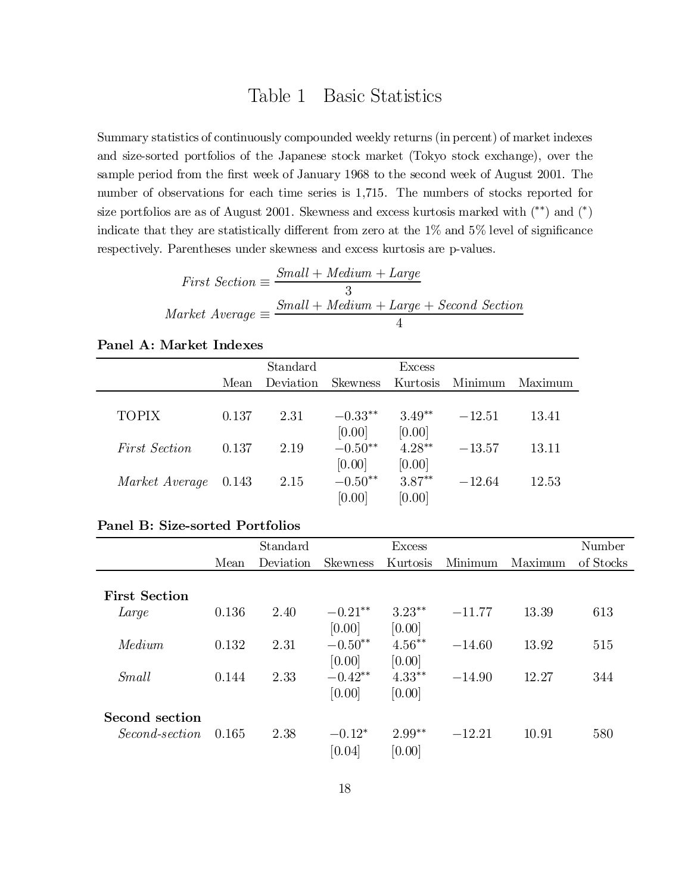# Table 1 Basic Statistics

Summary statistics of continuously compounded weekly returns (in percent) of market indexes and size-sorted portfolios of the Japanese stock market (Tokyo stock exchange), over the sample period from the first week of January 1968 to the second week of August 2001. The number of observations for each time series is 1,715. The numbers of stocks reported for size portfolios are as of August 2001. Skewness and excess kurtosis marked with (**) and (*) indicate that they are statistically different from zero at the 1% and 5% level of significance respectively. Parentheses under skewness and excess kurtosis are p-values.

$$\textit{First Section} \equiv \frac{\textit{Small} + \textit{Medium} + \textit{Large}}{3}$$

$$\textit{Market Average} \equiv \frac{\textit{Small} + \textit{Medium} + \textit{Large} + \textit{Second Section}}{4}$$

**Panel A: Market Indexes**

| | Mean | Standard Deviation | Skewness | Excess Kurtosis | Minimum | Maximum |
|---|---|---|---|---|---|---|
| TOPIX | 0.137 | 2.31 | −0.33** | 3.49** | −12.51 | 13.41 |
| | | | [0.00] | [0.00] | | |
| *First Section* | 0.137 | 2.19 | −0.50** | 4.28** | −13.57 | 13.11 |
| | | | [0.00] | [0.00] | | |
| *Market Average* | 0.143 | 2.15 | −0.50** | 3.87** | −12.64 | 12.53 |
| | | | [0.00] | [0.00] | | |

**Panel B: Size-sorted Portfolios**

| | Mean | Standard Deviation | Skewness | Excess Kurtosis | Minimum | Maximum | Number of Stocks |
|---|---|---|---|---|---|---|---|
| **First Section** | | | | | | | |
| *Large* | 0.136 | 2.40 | −0.21** | 3.23** | −11.77 | 13.39 | 613 |
| | | | [0.00] | [0.00] | | | |
| *Medium* | 0.132 | 2.31 | −0.50** | 4.56** | −14.60 | 13.92 | 515 |
| | | | [0.00] | [0.00] | | | |
| *Small* | 0.144 | 2.33 | −0.42** | 4.33** | −14.90 | 12.27 | 344 |
| | | | [0.00] | [0.00] | | | |
| **Second section** | | | | | | | |
| *Second-section* | 0.165 | 2.38 | −0.12* | 2.99** | −12.21 | 10.91 | 580 |
| | | | [0.04] | [0.00] | | | |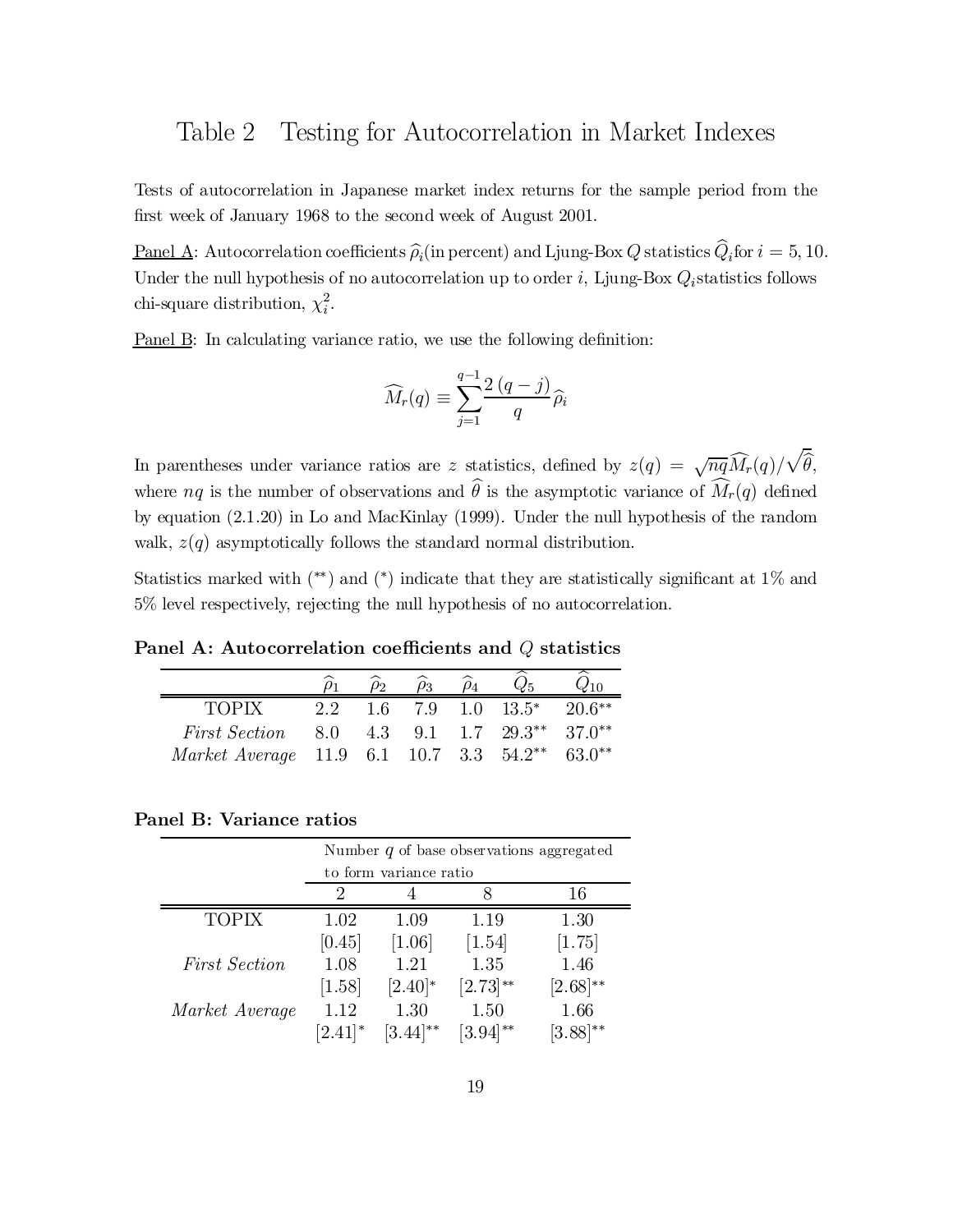## Table 2 Testing for Autocorrelation in Market Indexes

Tests of autocorrelation in Japanese market index returns for the sample period from the first week of January 1968 to the second week of August 2001.

Panel A: Autocorrelation coefficients $\widehat{\rho}_i$(in percent) and Ljung-Box $Q$ statistics $\widehat{Q}_i$for $i = 5, 10$. Under the null hypothesis of no autocorrelation up to order $i$, Ljung-Box $Q_i$statistics follows chi-square distribution, $\chi_i^2$.

Panel B: In calculating variance ratio, we use the following definition:

$$\widehat{M}_r(q) \equiv \sum_{j=1}^{q-1} \frac{2(q-j)}{q} \widehat{\rho}_i$$

In parentheses under variance ratios are $z$ statistics, defined by $z(q) = \sqrt{nq}\widehat{M}_r(q)/\sqrt{\widehat{\theta}}$, where $nq$ is the number of observations and $\widehat{\theta}$ is the asymptotic variance of $\widehat{M}_r(q)$ defined by equation (2.1.20) in Lo and MacKinlay (1999). Under the null hypothesis of the random walk, $z(q)$ asymptotically follows the standard normal distribution.

Statistics marked with (**) and (*) indicate that they are statistically significant at 1% and 5% level respectively, rejecting the null hypothesis of no autocorrelation.

**Panel A: Autocorrelation coefficients and $Q$ statistics**

| | $\widehat{\rho}_1$ | $\widehat{\rho}_2$ | $\widehat{\rho}_3$ | $\widehat{\rho}_4$ | $\widehat{Q}_5$ | $\widehat{Q}_{10}$ |
|---|---|---|---|---|---|---|
| TOPIX | 2.2 | 1.6 | 7.9 | 1.0 | 13.5* | 20.6** |
| *First Section* | 8.0 | 4.3 | 9.1 | 1.7 | 29.3** | 37.0** |
| *Market Average* | 11.9 | 6.1 | 10.7 | 3.3 | 54.2** | 63.0** |

**Panel B: Variance ratios**

| | Number $q$ of base observations aggregated to form variance ratio | | | |
|---|---|---|---|---|
| | 2 | 4 | 8 | 16 |
| TOPIX | 1.02 | 1.09 | 1.19 | 1.30 |
| | [0.45] | [1.06] | [1.54] | [1.75] |
| *First Section* | 1.08 | 1.21 | 1.35 | 1.46 |
| | [1.58] | [2.40]* | [2.73]** | [2.68]** |
| *Market Average* | 1.12 | 1.30 | 1.50 | 1.66 |
| | [2.41]* | [3.44]** | [3.94]** | [3.88]** |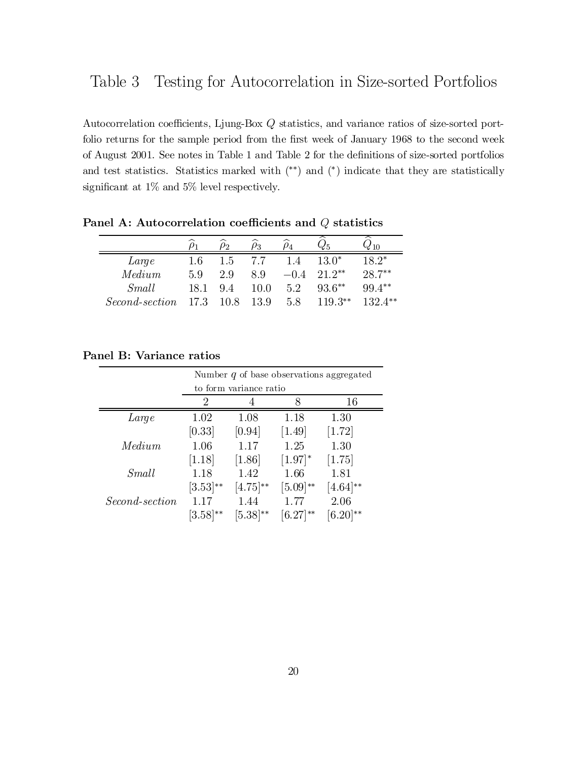# Table 3 Testing for Autocorrelation in Size-sorted Portfolios

Autocorrelation coefficients, Ljung-Box $Q$ statistics, and variance ratios of size-sorted portfolio returns for the sample period from the first week of January 1968 to the second week of August 2001. See notes in Table 1 and Table 2 for the definitions of size-sorted portfolios and test statistics. Statistics marked with (**) and (*) indicate that they are statistically significant at 1% and 5% level respectively.

**Panel A: Autocorrelation coefficients and $Q$ statistics**

| | $\widehat{\rho}_1$ | $\widehat{\rho}_2$ | $\widehat{\rho}_3$ | $\widehat{\rho}_4$ | $\widehat{Q}_5$ | $\widehat{Q}_{10}$ |
|---|---|---|---|---|---|---|
| *Large* | 1.6 | 1.5 | 7.7 | 1.4 | 13.0* | 18.2* |
| *Medium* | 5.9 | 2.9 | 8.9 | −0.4 | 21.2** | 28.7** |
| *Small* | 18.1 | 9.4 | 10.0 | 5.2 | 93.6** | 99.4** |
| *Second-section* | 17.3 | 10.8 | 13.9 | 5.8 | 119.3** | 132.4** |

**Panel B: Variance ratios**

| | Number $q$ of base observations aggregated to form variance ratio | | | |
|---|---|---|---|---|
| | 2 | 4 | 8 | 16 |
| *Large* | 1.02 | 1.08 | 1.18 | 1.30 |
| | [0.33] | [0.94] | [1.49] | [1.72] |
| *Medium* | 1.06 | 1.17 | 1.25 | 1.30 |
| | [1.18] | [1.86] | [1.97]* | [1.75] |
| *Small* | 1.18 | 1.42 | 1.66 | 1.81 |
| | [3.53]** | [4.75]** | [5.09]** | [4.64]** |
| *Second-section* | 1.17 | 1.44 | 1.77 | 2.06 |
| | [3.58]** | [5.38]** | [6.27]** | [6.20]** |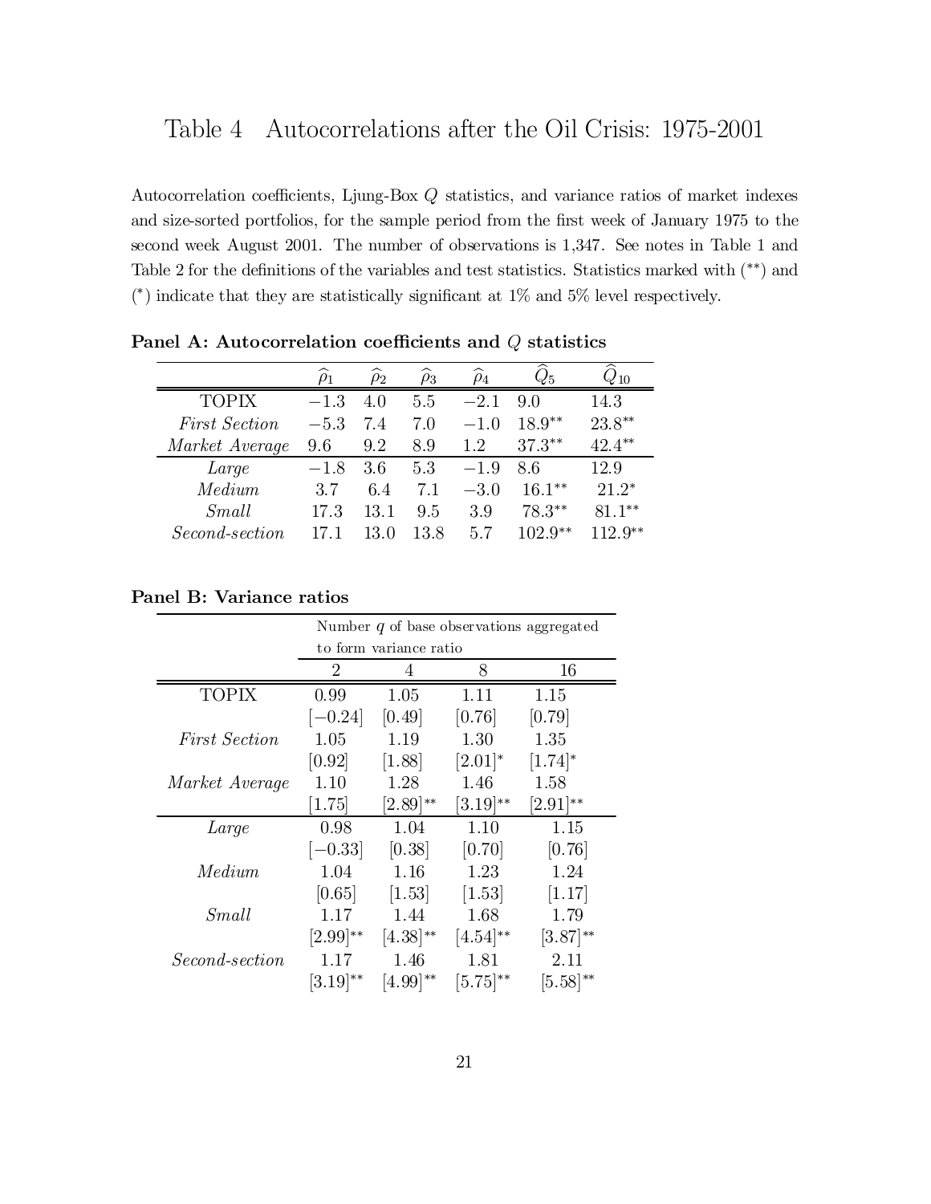# Table 4 Autocorrelations after the Oil Crisis: 1975-2001

Autocorrelation coefficients, Ljung-Box $Q$ statistics, and variance ratios of market indexes and size-sorted portfolios, for the sample period from the first week of January 1975 to the second week August 2001. The number of observations is 1,347. See notes in Table 1 and Table 2 for the definitions of the variables and test statistics. Statistics marked with (**) and (*) indicate that they are statistically significant at 1% and 5% level respectively.

**Panel A: Autocorrelation coefficients and $Q$ statistics**

| | $\widehat{\rho}_1$ | $\widehat{\rho}_2$ | $\widehat{\rho}_3$ | $\widehat{\rho}_4$ | $\widehat{Q}_5$ | $\widehat{Q}_{10}$ |
|---|---|---|---|---|---|---|
| TOPIX | −1.3 | 4.0 | 5.5 | −2.1 | 9.0 | 14.3 |
| *First Section* | −5.3 | 7.4 | 7.0 | −1.0 | 18.9** | 23.8** |
| *Market Average* | 9.6 | 9.2 | 8.9 | 1.2 | 37.3** | 42.4** |
| *Large* | −1.8 | 3.6 | 5.3 | −1.9 | 8.6 | 12.9 |
| *Medium* | 3.7 | 6.4 | 7.1 | −3.0 | 16.1** | 21.2* |
| *Small* | 17.3 | 13.1 | 9.5 | 3.9 | 78.3** | 81.1** |
| *Second-section* | 17.1 | 13.0 | 13.8 | 5.7 | 102.9** | 112.9** |

**Panel B: Variance ratios**

| | Number $q$ of base observations aggregated to form variance ratio | | | |
|---|---|---|---|---|
| | 2 | 4 | 8 | 16 |
| TOPIX | 0.99 | 1.05 | 1.11 | 1.15 |
| | [−0.24] | [0.49] | [0.76] | [0.79] |
| *First Section* | 1.05 | 1.19 | 1.30 | 1.35 |
| | [0.92] | [1.88] | [2.01]* | [1.74]* |
| *Market Average* | 1.10 | 1.28 | 1.46 | 1.58 |
| | [1.75] | [2.89]** | [3.19]** | [2.91]** |
| *Large* | 0.98 | 1.04 | 1.10 | 1.15 |
| | [−0.33] | [0.38] | [0.70] | [0.76] |
| *Medium* | 1.04 | 1.16 | 1.23 | 1.24 |
| | [0.65] | [1.53] | [1.53] | [1.17] |
| *Small* | 1.17 | 1.44 | 1.68 | 1.79 |
| | [2.99]** | [4.38]** | [4.54]** | [3.87]** |
| *Second-section* | 1.17 | 1.46 | 1.81 | 2.11 |
| | [3.19]** | [4.99]** | [5.75]** | [5.58]** |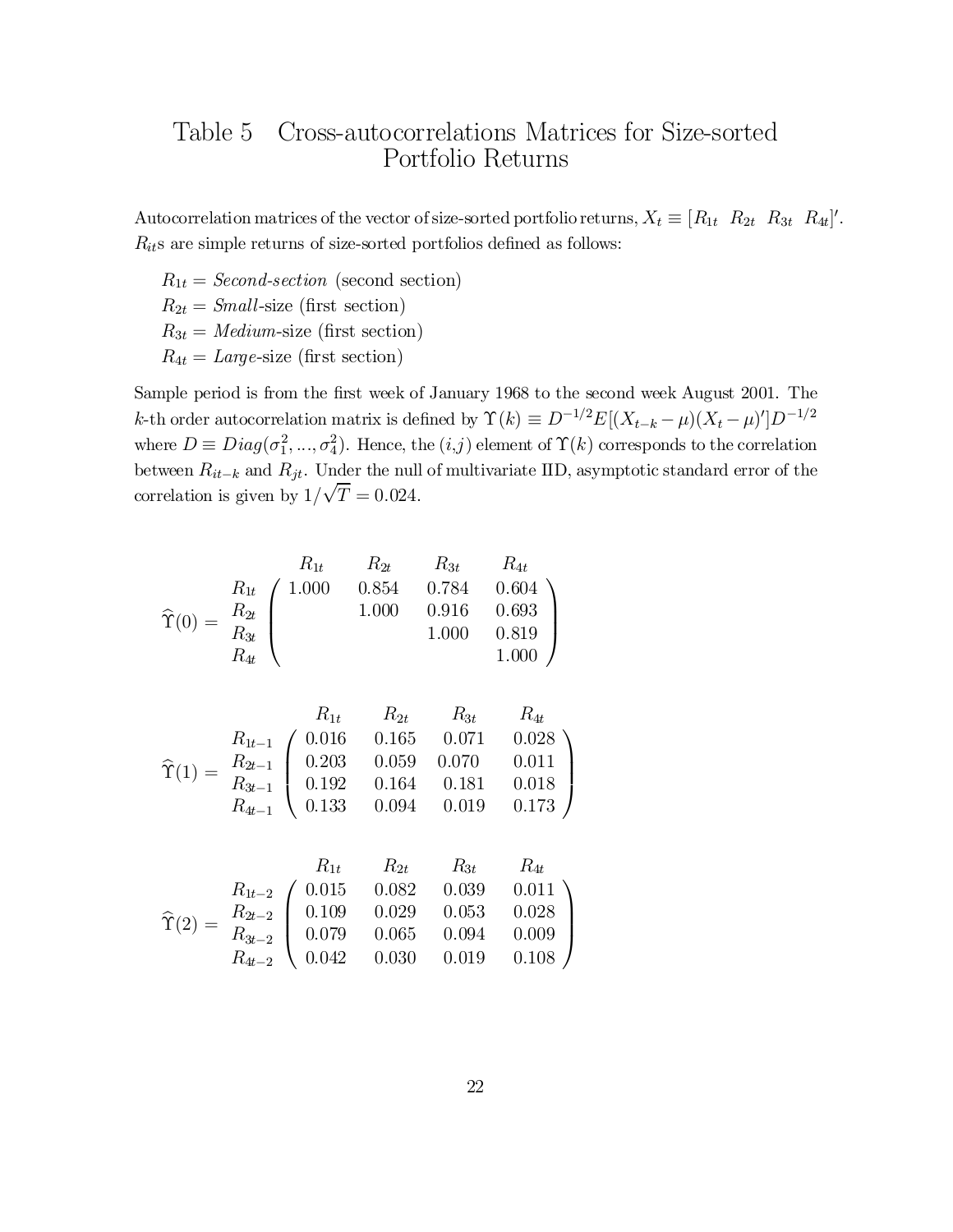# Table 5 Cross-autocorrelations Matrices for Size-sorted Portfolio Returns

Autocorrelation matrices of the vector of size-sorted portfolio returns, $X_t \equiv [R_{1t} \;\; R_{2t} \;\; R_{3t} \;\; R_{4t}]'$. $R_{it}$s are simple returns of size-sorted portfolios defined as follows:

$R_{1t}$ = *Second-section* (second section)
$R_{2t}$ = *Small*-size (first section)
$R_{3t}$ = *Medium*-size (first section)
$R_{4t}$ = *Large*-size (first section)

Sample period is from the first week of January 1968 to the second week August 2001. The $k$-th order autocorrelation matrix is defined by $\Upsilon(k) \equiv D^{-1/2}E[(X_{t-k} - \mu)(X_t - \mu)']D^{-1/2}$ where $D \equiv Diag(\sigma_1^2, ..., \sigma_4^2)$. Hence, the $(i,j)$ element of $\Upsilon(k)$ corresponds to the correlation between $R_{it-k}$ and $R_{jt}$. Under the null of multivariate IID, asymptotic standard error of the correlation is given by $1/\sqrt{T} = 0.024$.

$$
\widehat{\Upsilon}(0) = \begin{array}{c} \\ R_{1t} \\ R_{2t} \\ R_{3t} \\ R_{4t} \end{array}
\begin{array}{c} \begin{array}{cccc} R_{1t} & R_{2t} & R_{3t} & R_{4t} \end{array} \\
\left( \begin{array}{cccc}
1.000 & 0.854 & 0.784 & 0.604 \\
 & 1.000 & 0.916 & 0.693 \\
 & & 1.000 & 0.819 \\
 & & & 1.000
\end{array} \right) \end{array}
$$

$$
\widehat{\Upsilon}(1) = \begin{array}{c} \\ R_{1t-1} \\ R_{2t-1} \\ R_{3t-1} \\ R_{4t-1} \end{array}
\begin{array}{c} \begin{array}{cccc} R_{1t} & R_{2t} & R_{3t} & R_{4t} \end{array} \\
\left( \begin{array}{cccc}
0.016 & 0.165 & 0.071 & 0.028 \\
0.203 & 0.059 & 0.070 & 0.011 \\
0.192 & 0.164 & 0.181 & 0.018 \\
0.133 & 0.094 & 0.019 & 0.173
\end{array} \right) \end{array}
$$

$$
\widehat{\Upsilon}(2) = \begin{array}{c} \\ R_{1t-2} \\ R_{2t-2} \\ R_{3t-2} \\ R_{4t-2} \end{array}
\begin{array}{c} \begin{array}{cccc} R_{1t} & R_{2t} & R_{3t} & R_{4t} \end{array} \\
\left( \begin{array}{cccc}
0.015 & 0.082 & 0.039 & 0.011 \\
0.109 & 0.029 & 0.053 & 0.028 \\
0.079 & 0.065 & 0.094 & 0.009 \\
0.042 & 0.030 & 0.019 & 0.108
\end{array} \right) \end{array}
$$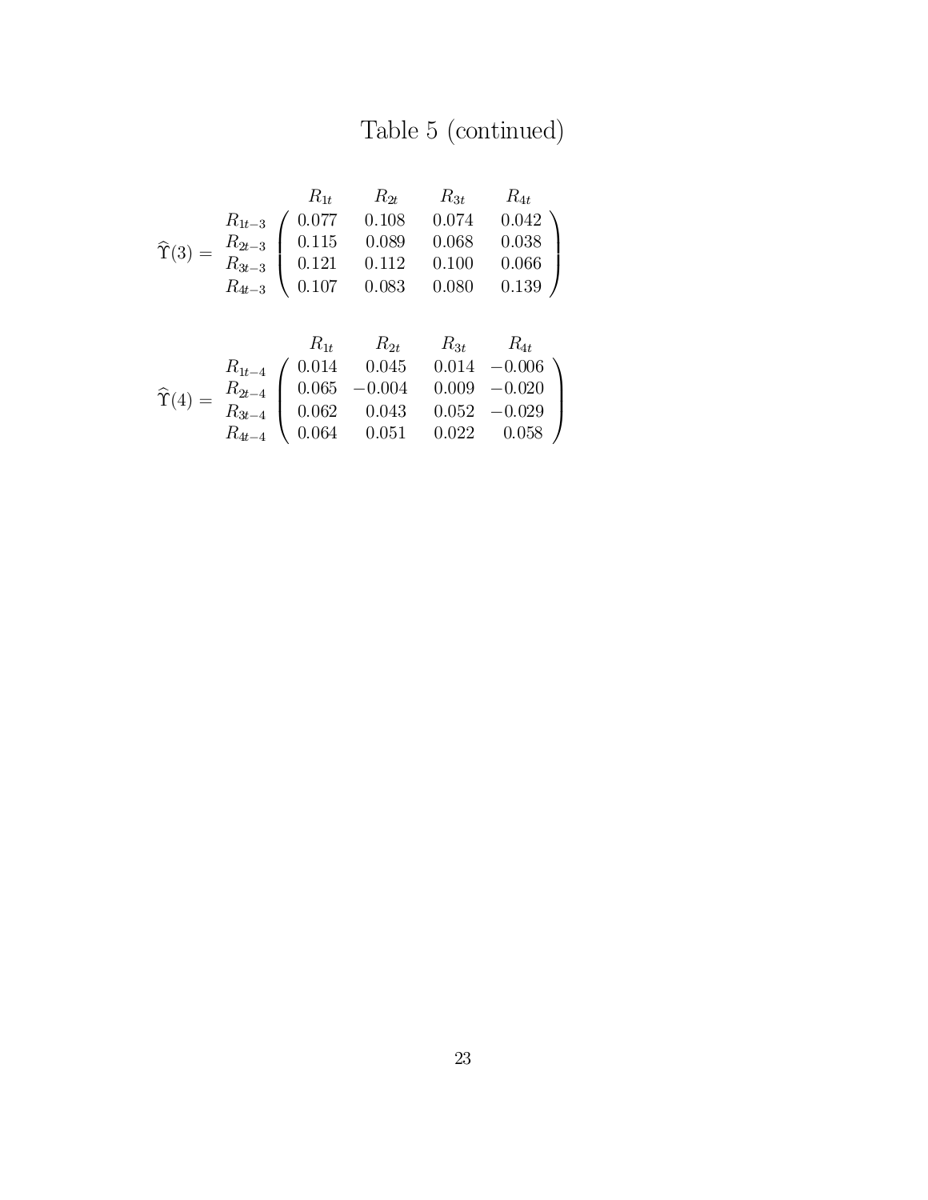# Table 5 (continued)

$$
\widehat{\Upsilon}(3) = \begin{array}{c} \\ R_{1t-3} \\ R_{2t-3} \\ R_{3t-3} \\ R_{4t-3} \end{array} \begin{array}{c} \begin{array}{cccc} R_{1t} & R_{2t} & R_{3t} & R_{4t} \end{array} \\ \left( \begin{array}{cccc} 0.077 & 0.108 & 0.074 & 0.042 \\ 0.115 & 0.089 & 0.068 & 0.038 \\ 0.121 & 0.112 & 0.100 & 0.066 \\ 0.107 & 0.083 & 0.080 & 0.139 \end{array} \right) \end{array}
$$

$$
\widehat{\Upsilon}(4) = \begin{array}{c} \\ R_{1t-4} \\ R_{2t-4} \\ R_{3t-4} \\ R_{4t-4} \end{array} \begin{array}{c} \begin{array}{cccc} R_{1t} & R_{2t} & R_{3t} & R_{4t} \end{array} \\ \left( \begin{array}{cccc} 0.014 & 0.045 & 0.014 & -0.006 \\ 0.065 & -0.004 & 0.009 & -0.020 \\ 0.062 & 0.043 & 0.052 & -0.029 \\ 0.064 & 0.051 & 0.022 & 0.058 \end{array} \right) \end{array}
$$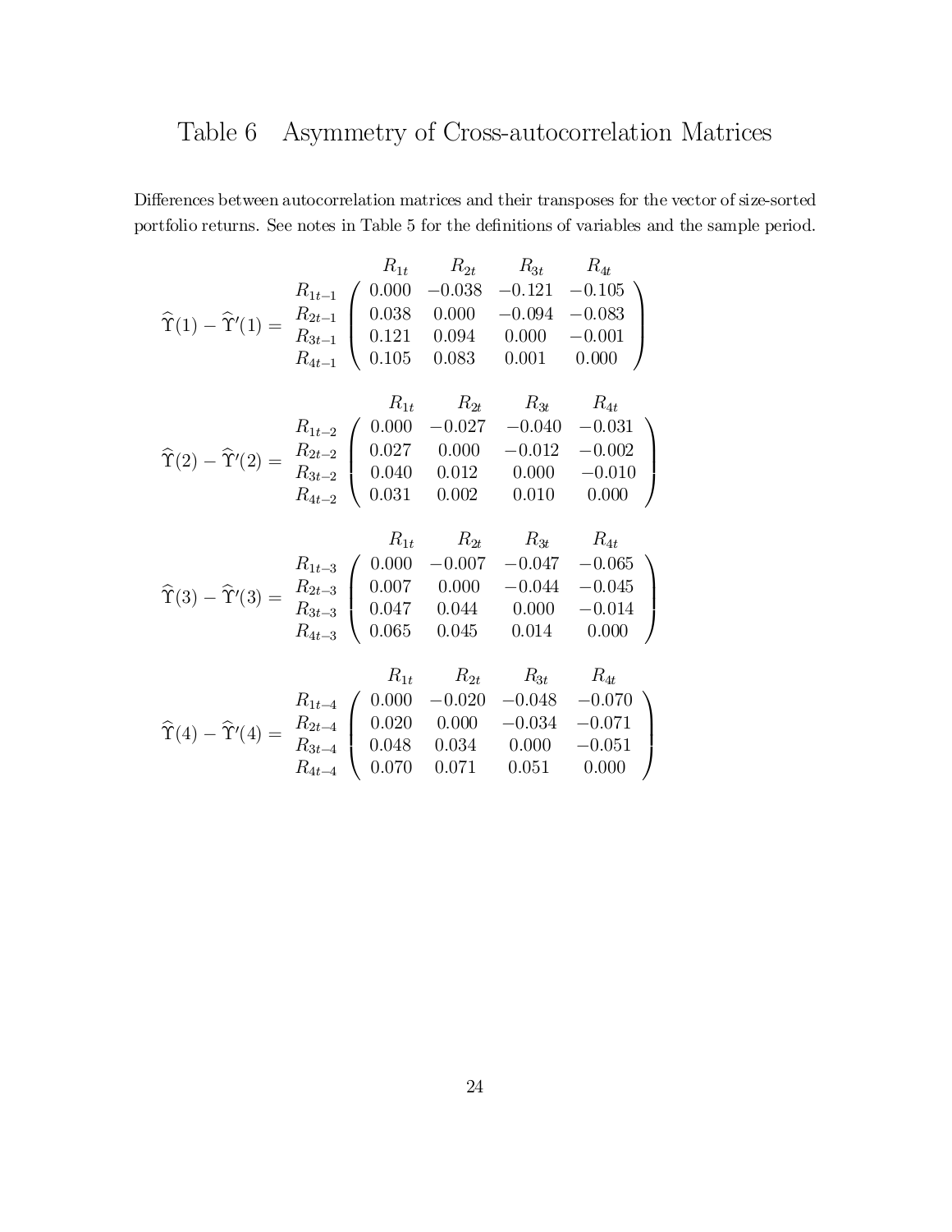# Table 6 Asymmetry of Cross-autocorrelation Matrices

Differences between autocorrelation matrices and their transposes for the vector of size-sorted portfolio returns. See notes in Table 5 for the definitions of variables and the sample period.

$$
\widehat{\Upsilon}(1) - \widehat{\Upsilon}'(1) = \begin{array}{c} \\ R_{1t-1} \\ R_{2t-1} \\ R_{3t-1} \\ R_{4t-1} \end{array}
\begin{array}{c}
\begin{array}{cccc} R_{1t} & R_{2t} & R_{3t} & R_{4t} \end{array} \\
\left( \begin{array}{cccc}
0.000 & -0.038 & -0.121 & -0.105 \\
0.038 & 0.000 & -0.094 & -0.083 \\
0.121 & 0.094 & 0.000 & -0.001 \\
0.105 & 0.083 & 0.001 & 0.000
\end{array} \right)
\end{array}
$$

$$
\widehat{\Upsilon}(2) - \widehat{\Upsilon}'(2) = \begin{array}{c} \\ R_{1t-2} \\ R_{2t-2} \\ R_{3t-2} \\ R_{4t-2} \end{array}
\begin{array}{c}
\begin{array}{cccc} R_{1t} & R_{2t} & R_{3t} & R_{4t} \end{array} \\
\left( \begin{array}{cccc}
0.000 & -0.027 & -0.040 & -0.031 \\
0.027 & 0.000 & -0.012 & -0.002 \\
0.040 & 0.012 & 0.000 & -0.010 \\
0.031 & 0.002 & 0.010 & 0.000
\end{array} \right)
\end{array}
$$

$$
\widehat{\Upsilon}(3) - \widehat{\Upsilon}'(3) = \begin{array}{c} \\ R_{1t-3} \\ R_{2t-3} \\ R_{3t-3} \\ R_{4t-3} \end{array}
\begin{array}{c}
\begin{array}{cccc} R_{1t} & R_{2t} & R_{3t} & R_{4t} \end{array} \\
\left( \begin{array}{cccc}
0.000 & -0.007 & -0.047 & -0.065 \\
0.007 & 0.000 & -0.044 & -0.045 \\
0.047 & 0.044 & 0.000 & -0.014 \\
0.065 & 0.045 & 0.014 & 0.000
\end{array} \right)
\end{array}
$$

$$
\widehat{\Upsilon}(4) - \widehat{\Upsilon}'(4) = \begin{array}{c} \\ R_{1t-4} \\ R_{2t-4} \\ R_{3t-4} \\ R_{4t-4} \end{array}
\begin{array}{c}
\begin{array}{cccc} R_{1t} & R_{2t} & R_{3t} & R_{4t} \end{array} \\
\left( \begin{array}{cccc}
0.000 & -0.020 & -0.048 & -0.070 \\
0.020 & 0.000 & -0.034 & -0.071 \\
0.048 & 0.034 & 0.000 & -0.051 \\
0.070 & 0.071 & 0.051 & 0.000
\end{array} \right)
\end{array}
$$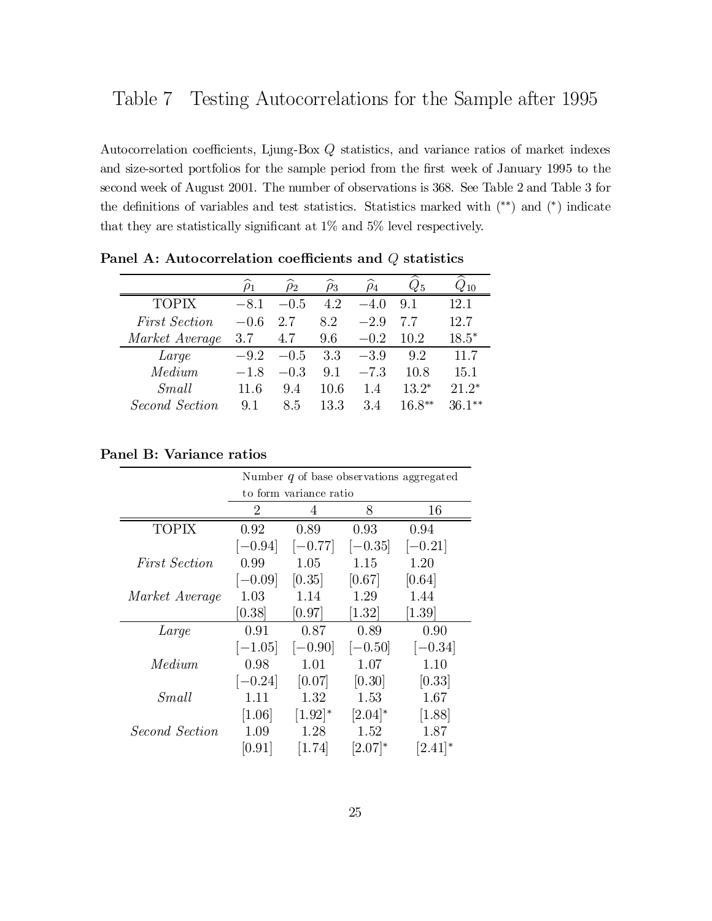# Table 7 Testing Autocorrelations for the Sample after 1995

Autocorrelation coefficients, Ljung-Box $Q$ statistics, and variance ratios of market indexes and size-sorted portfolios for the sample period from the first week of January 1995 to the second week of August 2001. The number of observations is 368. See Table 2 and Table 3 for the definitions of variables and test statistics. Statistics marked with (**) and (*) indicate that they are statistically significant at 1% and 5% level respectively.

**Panel A: Autocorrelation coefficients and $Q$ statistics**

| | $\widehat{\rho}_1$ | $\widehat{\rho}_2$ | $\widehat{\rho}_3$ | $\widehat{\rho}_4$ | $\widehat{Q}_5$ | $\widehat{Q}_{10}$ |
|---|---|---|---|---|---|---|
| TOPIX | −8.1 | −0.5 | 4.2 | −4.0 | 9.1 | 12.1 |
| *First Section* | −0.6 | 2.7 | 8.2 | −2.9 | 7.7 | 12.7 |
| *Market Average* | 3.7 | 4.7 | 9.6 | −0.2 | 10.2 | 18.5* |
| *Large* | −9.2 | −0.5 | 3.3 | −3.9 | 9.2 | 11.7 |
| *Medium* | −1.8 | −0.3 | 9.1 | −7.3 | 10.8 | 15.1 |
| *Small* | 11.6 | 9.4 | 10.6 | 1.4 | 13.2* | 21.2* |
| *Second Section* | 9.1 | 8.5 | 13.3 | 3.4 | 16.8** | 36.1** |

**Panel B: Variance ratios**

| | Number $q$ of base observations aggregated to form variance ratio | | | |
|---|---|---|---|---|
| | 2 | 4 | 8 | 16 |
| TOPIX | 0.92 | 0.89 | 0.93 | 0.94 |
| | [−0.94] | [−0.77] | [−0.35] | [−0.21] |
| *First Section* | 0.99 | 1.05 | 1.15 | 1.20 |
| | [−0.09] | [0.35] | [0.67] | [0.64] |
| *Market Average* | 1.03 | 1.14 | 1.29 | 1.44 |
| | [0.38] | [0.97] | [1.32] | [1.39] |
| *Large* | 0.91 | 0.87 | 0.89 | 0.90 |
| | [−1.05] | [−0.90] | [−0.50] | [−0.34] |
| *Medium* | 0.98 | 1.01 | 1.07 | 1.10 |
| | [−0.24] | [0.07] | [0.30] | [0.33] |
| *Small* | 1.11 | 1.32 | 1.53 | 1.67 |
| | [1.06] | [1.92]* | [2.04]* | [1.88] |
| *Second Section* | 1.09 | 1.28 | 1.52 | 1.87 |
| | [0.91] | [1.74] | [2.07]* | [2.41]* |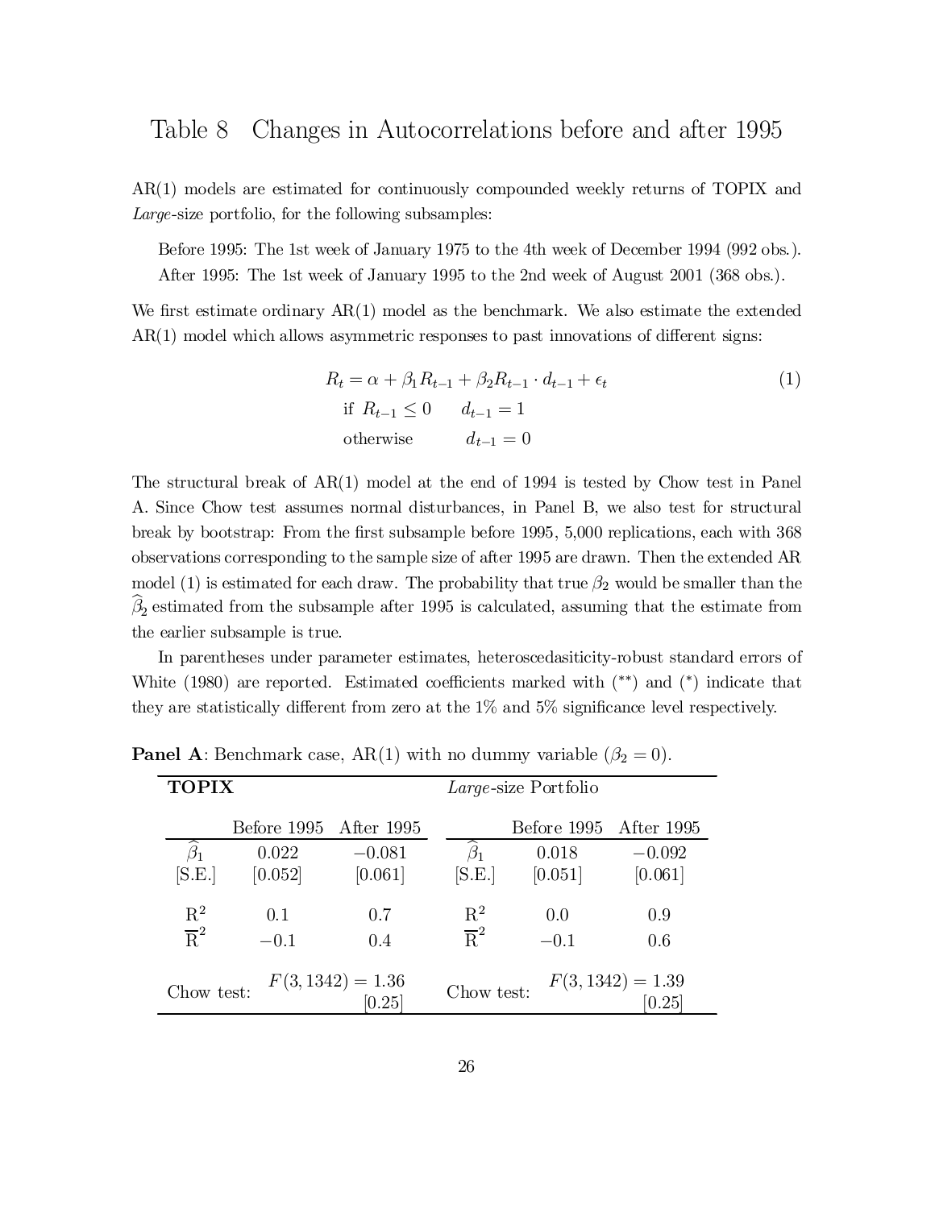# Table 8 Changes in Autocorrelations before and after 1995

AR(1) models are estimated for continuously compounded weekly returns of TOPIX and *Large*-size portfolio, for the following subsamples:

Before 1995: The 1st week of January 1975 to the 4th week of December 1994 (992 obs.).
After 1995: The 1st week of January 1995 to the 2nd week of August 2001 (368 obs.).

We first estimate ordinary AR(1) model as the benchmark. We also estimate the extended AR(1) model which allows asymmetric responses to past innovations of different signs:

$$R_t = \alpha + \beta_1 R_{t-1} + \beta_2 R_{t-1} \cdot d_{t-1} + \epsilon_t \tag{1}$$
$$\text{if } R_{t-1} \leq 0 \qquad d_{t-1} = 1$$
$$\text{otherwise} \qquad d_{t-1} = 0$$

The structural break of AR(1) model at the end of 1994 is tested by Chow test in Panel A. Since Chow test assumes normal disturbances, in Panel B, we also test for structural break by bootstrap: From the first subsample before 1995, 5,000 replications, each with 368 observations corresponding to the sample size of after 1995 are drawn. Then the extended AR model (1) is estimated for each draw. The probability that true $\beta_2$ would be smaller than the $\widehat{\beta}_2$ estimated from the subsample after 1995 is calculated, assuming that the estimate from the earlier subsample is true.

In parentheses under parameter estimates, heteroscedasiticity-robust standard errors of White (1980) are reported. Estimated coefficients marked with (**) and (*) indicate that they are statistically different from zero at the 1% and 5% significance level respectively.

**Panel A**: Benchmark case, AR(1) with no dummy variable ($\beta_2 = 0$).

| **TOPIX** | | | *Large*-size Portfolio | | |
|---|---|---|---|---|---|
| | Before 1995 | After 1995 | | Before 1995 | After 1995 |
| $\widehat{\beta}_1$ | 0.022 | −0.081 | $\widehat{\beta}_1$ | 0.018 | −0.092 |
| [S.E.] | [0.052] | [0.061] | [S.E.] | [0.051] | [0.061] |
| $R^2$ | 0.1 | 0.7 | $R^2$ | 0.0 | 0.9 |
| $\overline{R}^2$ | −0.1 | 0.4 | $\overline{R}^2$ | −0.1 | 0.6 |
| Chow test: | $F(3, 1342) = 1.36$ [0.25] | | Chow test: | $F(3, 1342) = 1.39$ [0.25] | |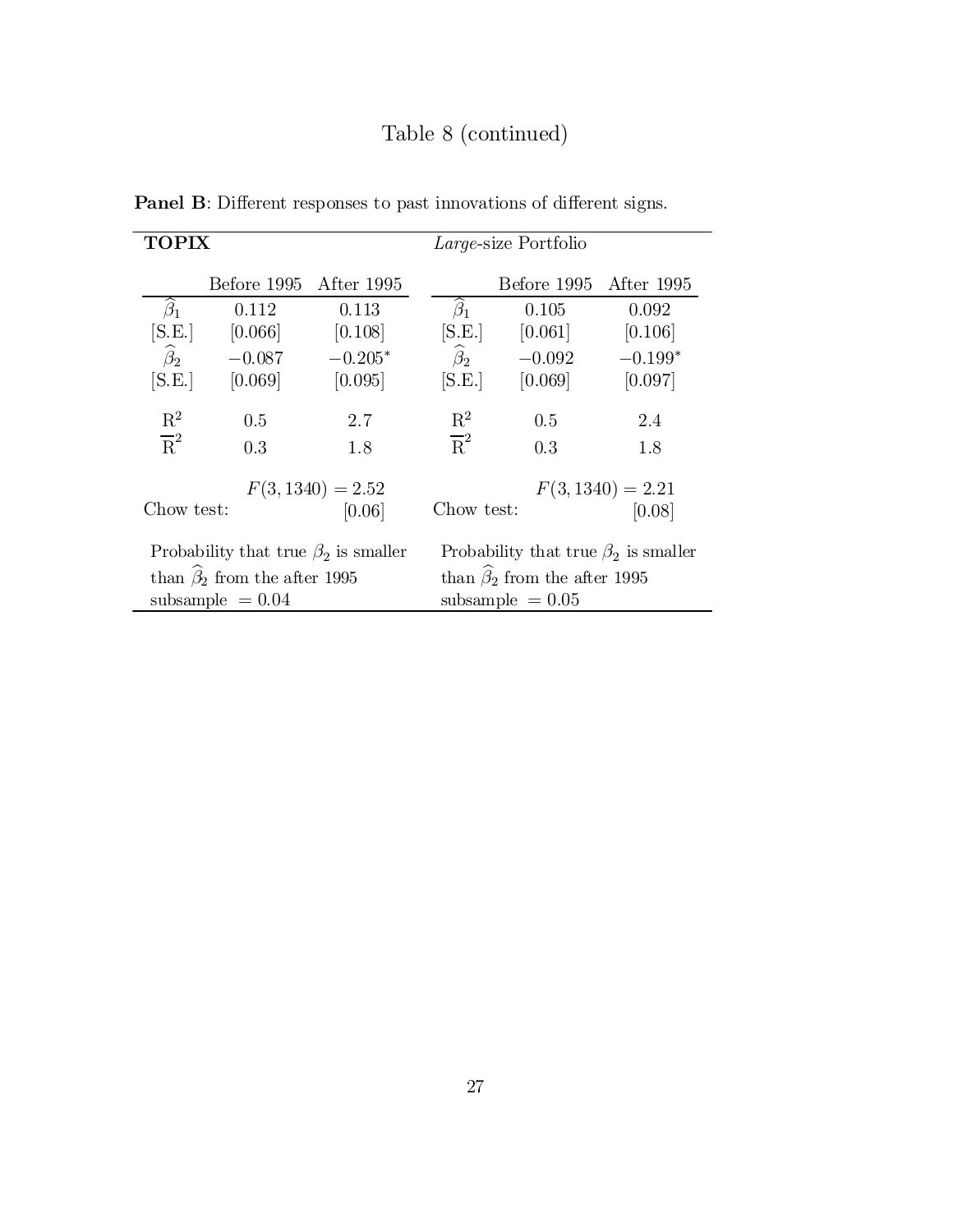# Table 8 (continued)

**Panel B**: Different responses to past innovations of different signs.

| **TOPIX** | | | *Large*-size Portfolio | | |
|---|---|---|---|---|---|
| | Before 1995 | After 1995 | | Before 1995 | After 1995 |
| $\widehat{\beta}_1$ | 0.112 | 0.113 | $\widehat{\beta}_1$ | 0.105 | 0.092 |
| [S.E.] | [0.066] | [0.108] | [S.E.] | [0.061] | [0.106] |
| $\widehat{\beta}_2$ | $-0.087$ | $-0.205^*$ | $\widehat{\beta}_2$ | $-0.092$ | $-0.199^*$ |
| [S.E.] | [0.069] | [0.095] | [S.E.] | [0.069] | [0.097] |
| $R^2$ | 0.5 | 2.7 | $R^2$ | 0.5 | 2.4 |
| $\overline{R}^2$ | 0.3 | 1.8 | $\overline{R}^2$ | 0.3 | 1.8 |
| Chow test: | $F(3,1340) = 2.52$ | [0.06] | Chow test: | $F(3,1340) = 2.21$ | [0.08] |
| Probability that true $\beta_2$ is smaller than $\widehat{\beta}_2$ from the after 1995 subsample $= 0.04$ | | | Probability that true $\beta_2$ is smaller than $\widehat{\beta}_2$ from the after 1995 subsample $= 0.05$ | | |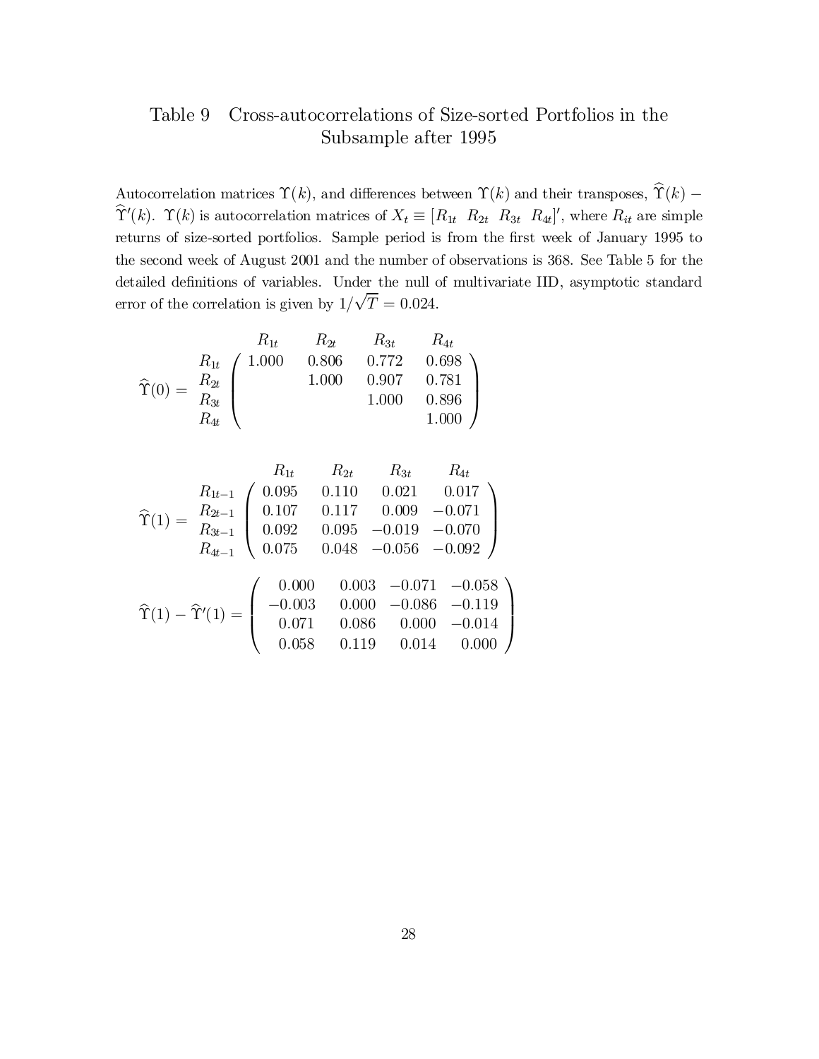## Table 9 Cross-autocorrelations of Size-sorted Portfolios in the Subsample after 1995

Autocorrelation matrices $\Upsilon(k)$, and differences between $\Upsilon(k)$ and their transposes, $\widehat{\Upsilon}(k) - \widehat{\Upsilon}'(k)$. $\Upsilon(k)$ is autocorrelation matrices of $X_t \equiv [R_{1t} \;\; R_{2t} \;\; R_{3t} \;\; R_{4t}]'$, where $R_{it}$ are simple returns of size-sorted portfolios. Sample period is from the first week of January 1995 to the second week of August 2001 and the number of observations is 368. See Table 5 for the detailed definitions of variables. Under the null of multivariate IID, asymptotic standard error of the correlation is given by $1/\sqrt{T} = 0.024$.

$$
\widehat{\Upsilon}(0) = \begin{array}{c} R_{1t} \\ R_{2t} \\ R_{3t} \\ R_{4t} \end{array}
\begin{pmatrix}
1.000 & 0.806 & 0.772 & 0.698 \\
 & 1.000 & 0.907 & 0.781 \\
 & & 1.000 & 0.896 \\
 & & & 1.000
\end{pmatrix}
$$

(columns: $R_{1t}$, $R_{2t}$, $R_{3t}$, $R_{4t}$)

$$
\widehat{\Upsilon}(1) = \begin{array}{c} R_{1t-1} \\ R_{2t-1} \\ R_{3t-1} \\ R_{4t-1} \end{array}
\begin{pmatrix}
0.095 & 0.110 & 0.021 & 0.017 \\
0.107 & 0.117 & 0.009 & -0.071 \\
0.092 & 0.095 & -0.019 & -0.070 \\
0.075 & 0.048 & -0.056 & -0.092
\end{pmatrix}
$$

(columns: $R_{1t}$, $R_{2t}$, $R_{3t}$, $R_{4t}$)

$$
\widehat{\Upsilon}(1) - \widehat{\Upsilon}'(1) =
\begin{pmatrix}
0.000 & 0.003 & -0.071 & -0.058 \\
-0.003 & 0.000 & -0.086 & -0.119 \\
0.071 & 0.086 & 0.000 & -0.014 \\
0.058 & 0.119 & 0.014 & 0.000
\end{pmatrix}
$$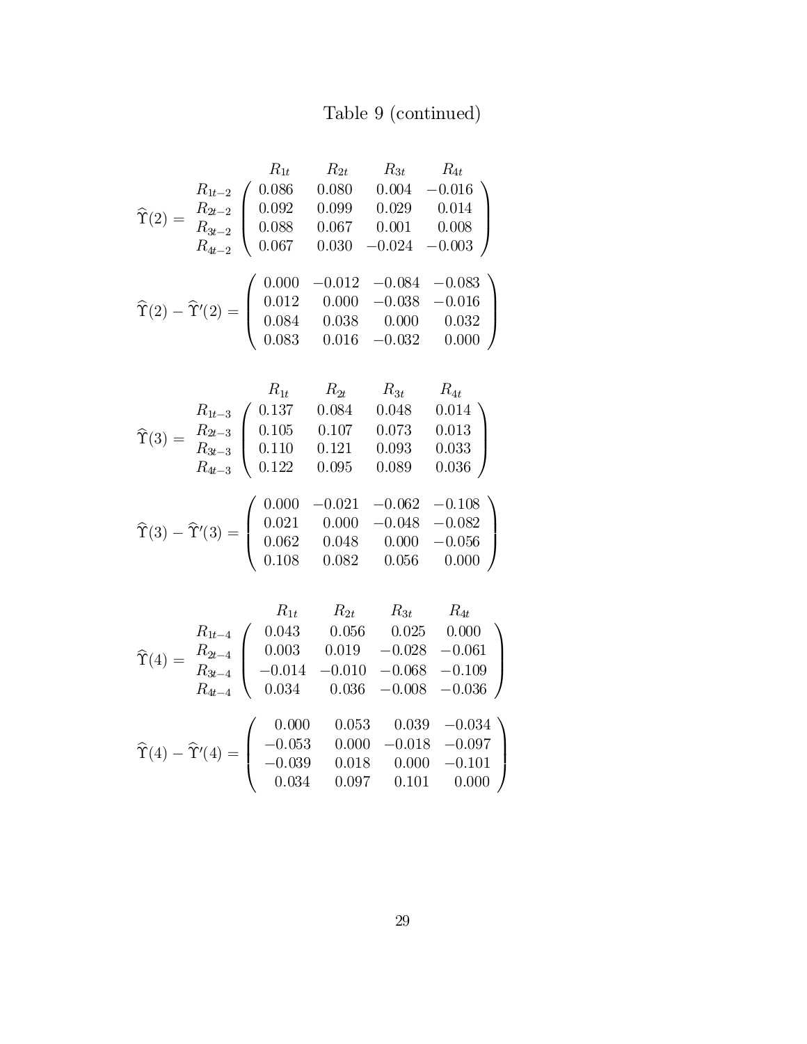Table 9 (continued)

$$
\widehat{\Upsilon}(2) = \begin{array}{c} R_{1t-2} \\ R_{2t-2} \\ R_{3t-2} \\ R_{4t-2} \end{array} \begin{array}{c} \begin{array}{cccc} R_{1t} & R_{2t} & R_{3t} & R_{4t} \end{array} \\ \left( \begin{array}{cccc} 0.086 & 0.080 & 0.004 & -0.016 \\ 0.092 & 0.099 & 0.029 & 0.014 \\ 0.088 & 0.067 & 0.001 & 0.008 \\ 0.067 & 0.030 & -0.024 & -0.003 \end{array} \right) \end{array}
$$

$$
\widehat{\Upsilon}(2) - \widehat{\Upsilon}'(2) = \left( \begin{array}{cccc} 0.000 & -0.012 & -0.084 & -0.083 \\ 0.012 & 0.000 & -0.038 & -0.016 \\ 0.084 & 0.038 & 0.000 & 0.032 \\ 0.083 & 0.016 & -0.032 & 0.000 \end{array} \right)
$$

$$
\widehat{\Upsilon}(3) = \begin{array}{c} R_{1t-3} \\ R_{2t-3} \\ R_{3t-3} \\ R_{4t-3} \end{array} \begin{array}{c} \begin{array}{cccc} R_{1t} & R_{2t} & R_{3t} & R_{4t} \end{array} \\ \left( \begin{array}{cccc} 0.137 & 0.084 & 0.048 & 0.014 \\ 0.105 & 0.107 & 0.073 & 0.013 \\ 0.110 & 0.121 & 0.093 & 0.033 \\ 0.122 & 0.095 & 0.089 & 0.036 \end{array} \right) \end{array}
$$

$$
\widehat{\Upsilon}(3) - \widehat{\Upsilon}'(3) = \left( \begin{array}{cccc} 0.000 & -0.021 & -0.062 & -0.108 \\ 0.021 & 0.000 & -0.048 & -0.082 \\ 0.062 & 0.048 & 0.000 & -0.056 \\ 0.108 & 0.082 & 0.056 & 0.000 \end{array} \right)
$$

$$
\widehat{\Upsilon}(4) = \begin{array}{c} R_{1t-4} \\ R_{2t-4} \\ R_{3t-4} \\ R_{4t-4} \end{array} \begin{array}{c} \begin{array}{cccc} R_{1t} & R_{2t} & R_{3t} & R_{4t} \end{array} \\ \left( \begin{array}{cccc} 0.043 & 0.056 & 0.025 & 0.000 \\ 0.003 & 0.019 & -0.028 & -0.061 \\ -0.014 & -0.010 & -0.068 & -0.109 \\ 0.034 & 0.036 & -0.008 & -0.036 \end{array} \right) \end{array}
$$

$$
\widehat{\Upsilon}(4) - \widehat{\Upsilon}'(4) = \left( \begin{array}{cccc} 0.000 & 0.053 & 0.039 & -0.034 \\ -0.053 & 0.000 & -0.018 & -0.097 \\ -0.039 & 0.018 & 0.000 & -0.101 \\ 0.034 & 0.097 & 0.101 & 0.000 \end{array} \right)
$$